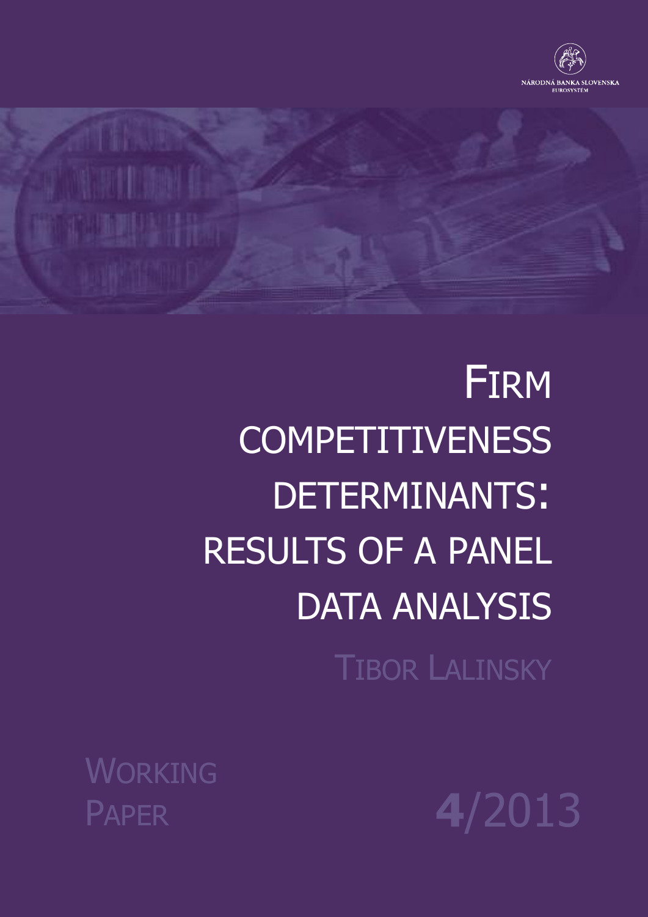NÁRODNÁ BANKA SLOVENSKA
EUROSYSTÉM

# Firm competitiveness determinants: results of a panel data analysis

Tibor Lalinsky

Working Paper 4/2013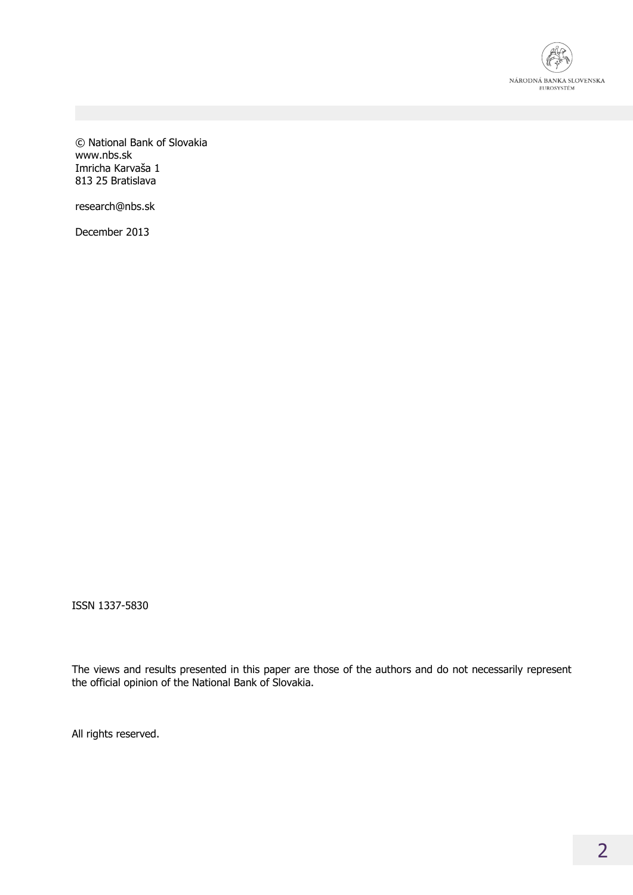© National Bank of Slovakia
www.nbs.sk
Imricha Karvaša 1
813 25 Bratislava

research@nbs.sk

December 2013

ISSN 1337-5830

The views and results presented in this paper are those of the authors and do not necessarily represent the official opinion of the National Bank of Slovakia.

All rights reserved.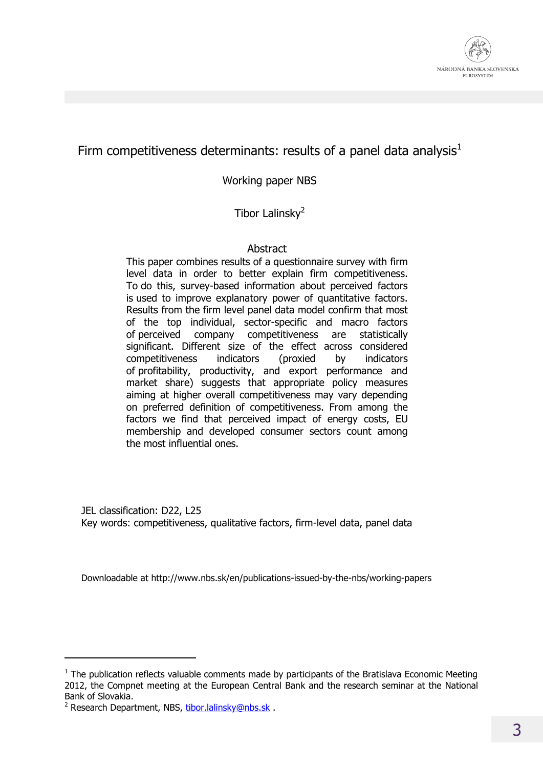# Firm competitiveness determinants: results of a panel data analysis[1]

Working paper NBS

Tibor Lalinsky[2]

## Abstract

This paper combines results of a questionnaire survey with firm level data in order to better explain firm competitiveness. To do this, survey-based information about perceived factors is used to improve explanatory power of quantitative factors. Results from the firm level panel data model confirm that most of the top individual, sector-specific and macro factors of perceived company competitiveness are statistically significant. Different size of the effect across considered competitiveness indicators (proxied by indicators of profitability, productivity, and export performance and market share) suggests that appropriate policy measures aiming at higher overall competitiveness may vary depending on preferred definition of competitiveness. From among the factors we find that perceived impact of energy costs, EU membership and developed consumer sectors count among the most influential ones.

JEL classification: D22, L25
Key words: competitiveness, qualitative factors, firm-level data, panel data

Downloadable at http://www.nbs.sk/en/publications-issued-by-the-nbs/working-papers

---

[1] The publication reflects valuable comments made by participants of the Bratislava Economic Meeting 2012, the Compnet meeting at the European Central Bank and the research seminar at the National Bank of Slovakia.

[2] Research Department, NBS, tibor.lalinsky@nbs.sk .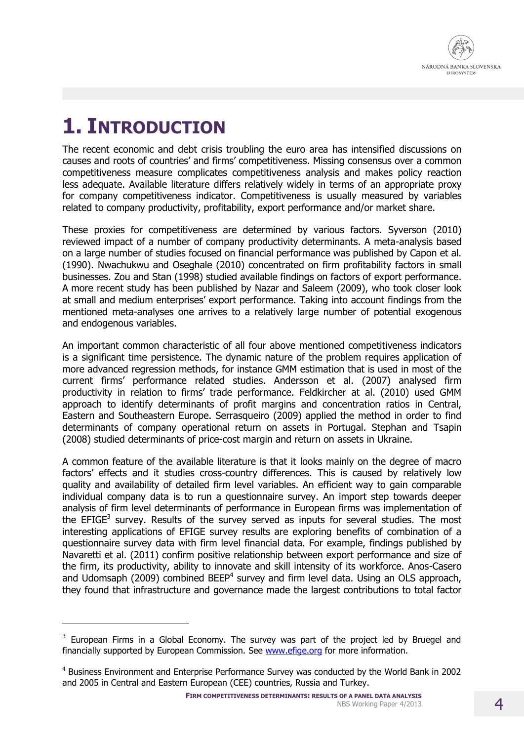# 1. Introduction

The recent economic and debt crisis troubling the euro area has intensified discussions on causes and roots of countries' and firms' competitiveness. Missing consensus over a common competitiveness measure complicates competitiveness analysis and makes policy reaction less adequate. Available literature differs relatively widely in terms of an appropriate proxy for company competitiveness indicator. Competitiveness is usually measured by variables related to company productivity, profitability, export performance and/or market share.

These proxies for competitiveness are determined by various factors. Syverson (2010) reviewed impact of a number of company productivity determinants. A meta-analysis based on a large number of studies focused on financial performance was published by Capon et al. (1990). Nwachukwu and Oseghale (2010) concentrated on firm profitability factors in small businesses. Zou and Stan (1998) studied available findings on factors of export performance. A more recent study has been published by Nazar and Saleem (2009), who took closer look at small and medium enterprises' export performance. Taking into account findings from the mentioned meta-analyses one arrives to a relatively large number of potential exogenous and endogenous variables.

An important common characteristic of all four above mentioned competitiveness indicators is a significant time persistence. The dynamic nature of the problem requires application of more advanced regression methods, for instance GMM estimation that is used in most of the current firms' performance related studies. Andersson et al. (2007) analysed firm productivity in relation to firms' trade performance. Feldkircher at al. (2010) used GMM approach to identify determinants of profit margins and concentration ratios in Central, Eastern and Southeastern Europe. Serrasqueiro (2009) applied the method in order to find determinants of company operational return on assets in Portugal. Stephan and Tsapin (2008) studied determinants of price-cost margin and return on assets in Ukraine.

A common feature of the available literature is that it looks mainly on the degree of macro factors' effects and it studies cross-country differences. This is caused by relatively low quality and availability of detailed firm level variables. An efficient way to gain comparable individual company data is to run a questionnaire survey. An import step towards deeper analysis of firm level determinants of performance in European firms was implementation of the EFIGE[3] survey. Results of the survey served as inputs for several studies. The most interesting applications of EFIGE survey results are exploring benefits of combination of a questionnaire survey data with firm level financial data. For example, findings published by Navaretti et al. (2011) confirm positive relationship between export performance and size of the firm, its productivity, ability to innovate and skill intensity of its workforce. Anos-Casero and Udomsaph (2009) combined BEEP[4] survey and firm level data. Using an OLS approach, they found that infrastructure and governance made the largest contributions to total factor

---

[3] European Firms in a Global Economy. The survey was part of the project led by Bruegel and financially supported by European Commission. See www.efige.org for more information.

[4] Business Environment and Enterprise Performance Survey was conducted by the World Bank in 2002 and 2005 in Central and Eastern European (CEE) countries, Russia and Turkey.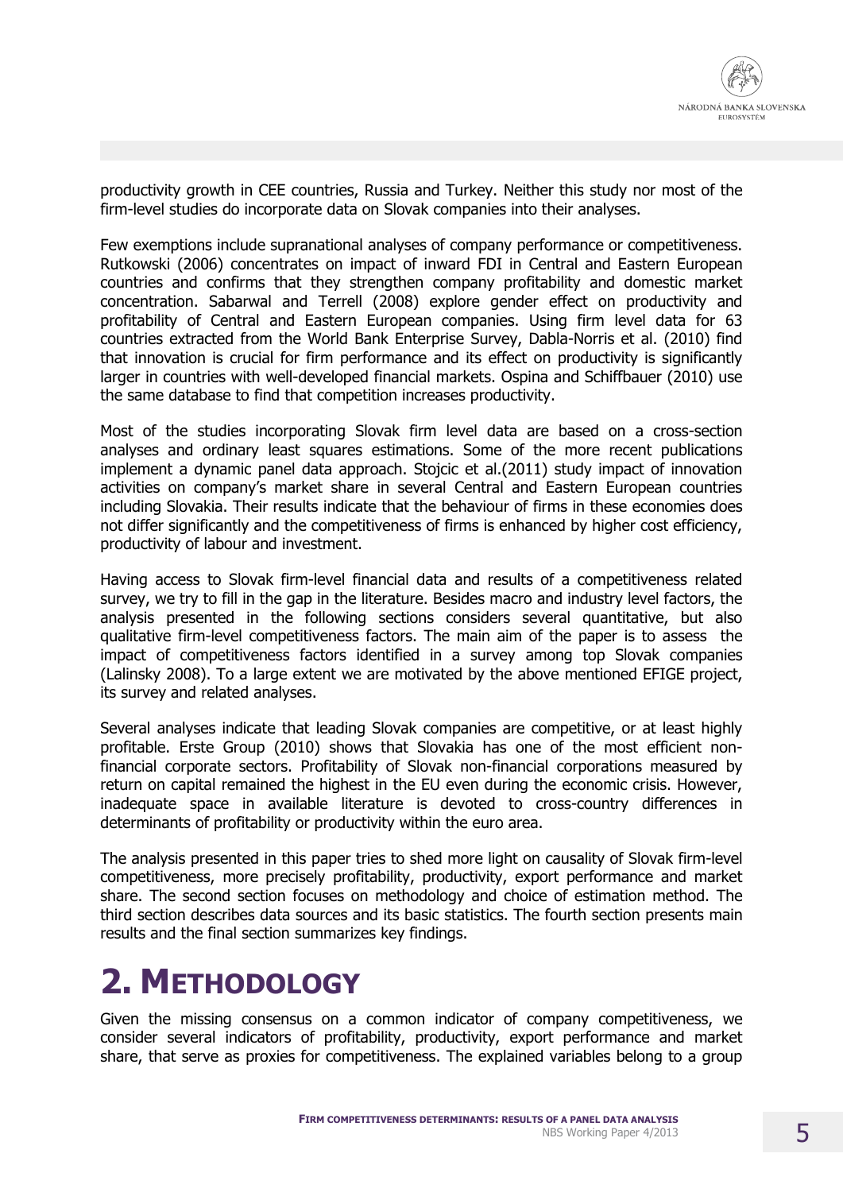productivity growth in CEE countries, Russia and Turkey. Neither this study nor most of the firm-level studies do incorporate data on Slovak companies into their analyses.

Few exemptions include supranational analyses of company performance or competitiveness. Rutkowski (2006) concentrates on impact of inward FDI in Central and Eastern European countries and confirms that they strengthen company profitability and domestic market concentration. Sabarwal and Terrell (2008) explore gender effect on productivity and profitability of Central and Eastern European companies. Using firm level data for 63 countries extracted from the World Bank Enterprise Survey, Dabla-Norris et al. (2010) find that innovation is crucial for firm performance and its effect on productivity is significantly larger in countries with well-developed financial markets. Ospina and Schiffbauer (2010) use the same database to find that competition increases productivity.

Most of the studies incorporating Slovak firm level data are based on a cross-section analyses and ordinary least squares estimations. Some of the more recent publications implement a dynamic panel data approach. Stojcic et al.(2011) study impact of innovation activities on company's market share in several Central and Eastern European countries including Slovakia. Their results indicate that the behaviour of firms in these economies does not differ significantly and the competitiveness of firms is enhanced by higher cost efficiency, productivity of labour and investment.

Having access to Slovak firm-level financial data and results of a competitiveness related survey, we try to fill in the gap in the literature. Besides macro and industry level factors, the analysis presented in the following sections considers several quantitative, but also qualitative firm-level competitiveness factors. The main aim of the paper is to assess the impact of competitiveness factors identified in a survey among top Slovak companies (Lalinsky 2008). To a large extent we are motivated by the above mentioned EFIGE project, its survey and related analyses.

Several analyses indicate that leading Slovak companies are competitive, or at least highly profitable. Erste Group (2010) shows that Slovakia has one of the most efficient non-financial corporate sectors. Profitability of Slovak non-financial corporations measured by return on capital remained the highest in the EU even during the economic crisis. However, inadequate space in available literature is devoted to cross-country differences in determinants of profitability or productivity within the euro area.

The analysis presented in this paper tries to shed more light on causality of Slovak firm-level competitiveness, more precisely profitability, productivity, export performance and market share. The second section focuses on methodology and choice of estimation method. The third section describes data sources and its basic statistics. The fourth section presents main results and the final section summarizes key findings.

# 2. Methodology

Given the missing consensus on a common indicator of company competitiveness, we consider several indicators of profitability, productivity, export performance and market share, that serve as proxies for competitiveness. The explained variables belong to a group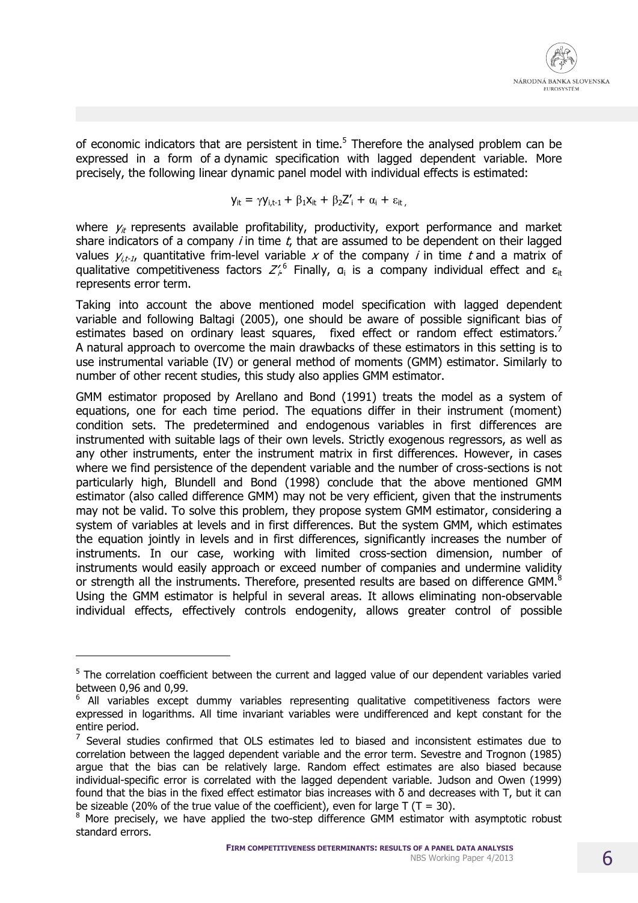of economic indicators that are persistent in time.[5] Therefore the analysed problem can be expressed in a form of a dynamic specification with lagged dependent variable. More precisely, the following linear dynamic panel model with individual effects is estimated:

$$y_{it} = \gamma y_{i,t-1} + \beta_1 x_{it} + \beta_2 Z'_i + \alpha_i + \varepsilon_{it},$$

where $y_{it}$ represents available profitability, productivity, export performance and market share indicators of a company $i$ in time $t$, that are assumed to be dependent on their lagged values $y_{i,t-1}$, quantitative frim-level variable $x$ of the company $i$ in time $t$ and a matrix of qualitative competitiveness factors $Z'_i$.[6] Finally, $\alpha_i$ is a company individual effect and $\varepsilon_{it}$ represents error term.

Taking into account the above mentioned model specification with lagged dependent variable and following Baltagi (2005), one should be aware of possible significant bias of estimates based on ordinary least squares, fixed effect or random effect estimators.[7] A natural approach to overcome the main drawbacks of these estimators in this setting is to use instrumental variable (IV) or general method of moments (GMM) estimator. Similarly to number of other recent studies, this study also applies GMM estimator.

GMM estimator proposed by Arellano and Bond (1991) treats the model as a system of equations, one for each time period. The equations differ in their instrument (moment) condition sets. The predetermined and endogenous variables in first differences are instrumented with suitable lags of their own levels. Strictly exogenous regressors, as well as any other instruments, enter the instrument matrix in first differences. However, in cases where we find persistence of the dependent variable and the number of cross-sections is not particularly high, Blundell and Bond (1998) conclude that the above mentioned GMM estimator (also called difference GMM) may not be very efficient, given that the instruments may not be valid. To solve this problem, they propose system GMM estimator, considering a system of variables at levels and in first differences. But the system GMM, which estimates the equation jointly in levels and in first differences, significantly increases the number of instruments. In our case, working with limited cross-section dimension, number of instruments would easily approach or exceed number of companies and undermine validity or strength all the instruments. Therefore, presented results are based on difference GMM.[8] Using the GMM estimator is helpful in several areas. It allows eliminating non-observable individual effects, effectively controls endogenity, allows greater control of possible

---

[5] The correlation coefficient between the current and lagged value of our dependent variables varied between 0,96 and 0,99.

[6] All variables except dummy variables representing qualitative competitiveness factors were expressed in logarithms. All time invariant variables were undifferenced and kept constant for the entire period.

[7] Several studies confirmed that OLS estimates led to biased and inconsistent estimates due to correlation between the lagged dependent variable and the error term. Sevestre and Trognon (1985) argue that the bias can be relatively large. Random effect estimates are also biased because individual-specific error is correlated with the lagged dependent variable. Judson and Owen (1999) found that the bias in the fixed effect estimator bias increases with $\delta$ and decreases with T, but it can be sizeable (20% of the true value of the coefficient), even for large T ($T = 30$).

[8] More precisely, we have applied the two-step difference GMM estimator with asymptotic robust standard errors.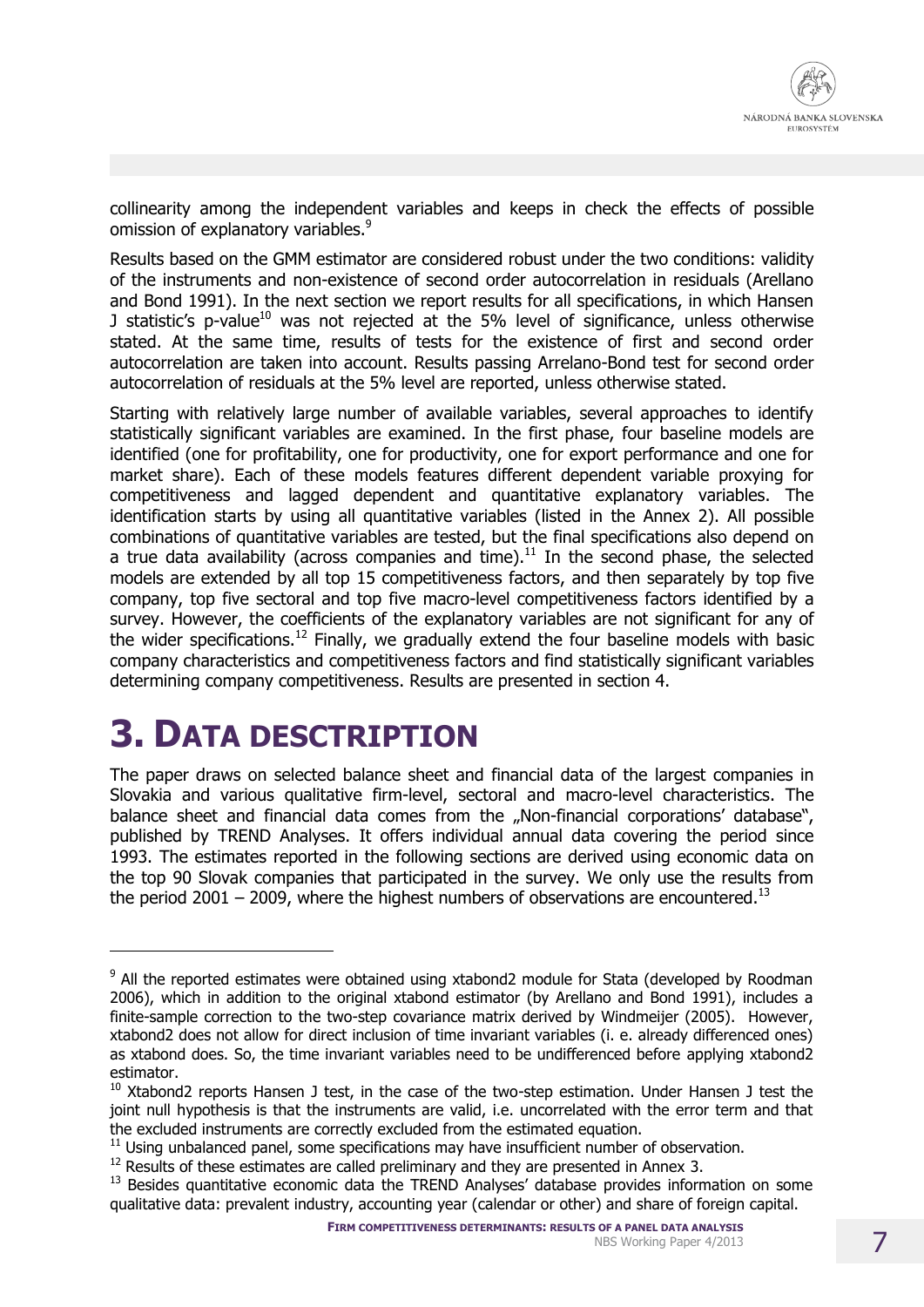collinearity among the independent variables and keeps in check the effects of possible omission of explanatory variables.[9]

Results based on the GMM estimator are considered robust under the two conditions: validity of the instruments and non-existence of second order autocorrelation in residuals (Arellano and Bond 1991). In the next section we report results for all specifications, in which Hansen J statistic's p-value[10] was not rejected at the 5% level of significance, unless otherwise stated. At the same time, results of tests for the existence of first and second order autocorrelation are taken into account. Results passing Arrelano-Bond test for second order autocorrelation of residuals at the 5% level are reported, unless otherwise stated.

Starting with relatively large number of available variables, several approaches to identify statistically significant variables are examined. In the first phase, four baseline models are identified (one for profitability, one for productivity, one for export performance and one for market share). Each of these models features different dependent variable proxying for competitiveness and lagged dependent and quantitative explanatory variables. The identification starts by using all quantitative variables (listed in the Annex 2). All possible combinations of quantitative variables are tested, but the final specifications also depend on a true data availability (across companies and time).[11] In the second phase, the selected models are extended by all top 15 competitiveness factors, and then separately by top five company, top five sectoral and top five macro-level competitiveness factors identified by a survey. However, the coefficients of the explanatory variables are not significant for any of the wider specifications.[12] Finally, we gradually extend the four baseline models with basic company characteristics and competitiveness factors and find statistically significant variables determining company competitiveness. Results are presented in section 4.

# 3. Data description

The paper draws on selected balance sheet and financial data of the largest companies in Slovakia and various qualitative firm-level, sectoral and macro-level characteristics. The balance sheet and financial data comes from the „Non-financial corporations' database", published by TREND Analyses. It offers individual annual data covering the period since 1993. The estimates reported in the following sections are derived using economic data on the top 90 Slovak companies that participated in the survey. We only use the results from the period 2001 – 2009, where the highest numbers of observations are encountered.[13]

---

[9] All the reported estimates were obtained using xtabond2 module for Stata (developed by Roodman 2006), which in addition to the original xtabond estimator (by Arellano and Bond 1991), includes a finite-sample correction to the two-step covariance matrix derived by Windmeijer (2005). However, xtabond2 does not allow for direct inclusion of time invariant variables (i. e. already differenced ones) as xtabond does. So, the time invariant variables need to be undifferenced before applying xtabond2 estimator.

[10] Xtabond2 reports Hansen J test, in the case of the two-step estimation. Under Hansen J test the joint null hypothesis is that the instruments are valid, i.e. uncorrelated with the error term and that the excluded instruments are correctly excluded from the estimated equation.

[11] Using unbalanced panel, some specifications may have insufficient number of observation.

[12] Results of these estimates are called preliminary and they are presented in Annex 3.

[13] Besides quantitative economic data the TREND Analyses' database provides information on some qualitative data: prevalent industry, accounting year (calendar or other) and share of foreign capital.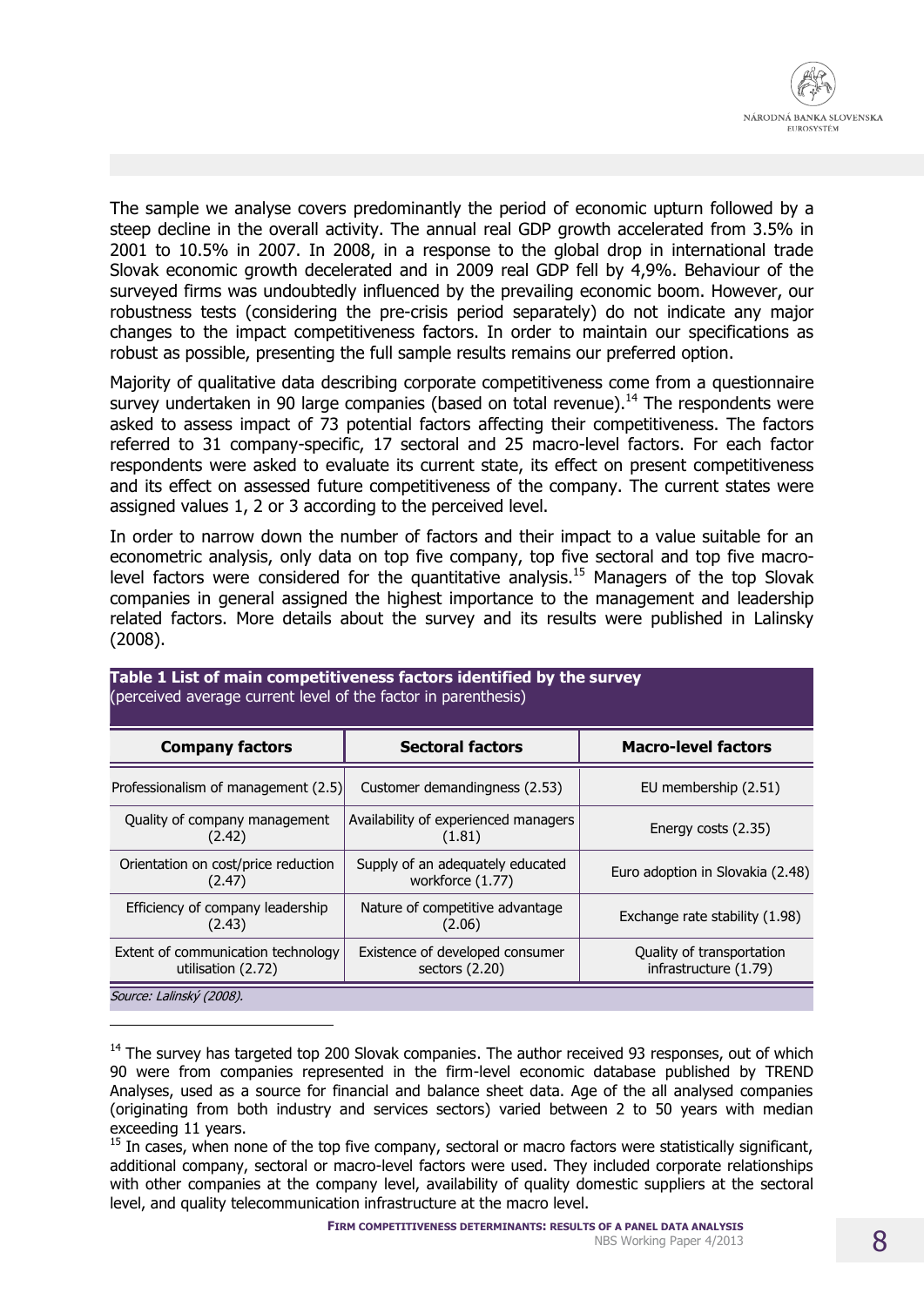The sample we analyse covers predominantly the period of economic upturn followed by a steep decline in the overall activity. The annual real GDP growth accelerated from 3.5% in 2001 to 10.5% in 2007. In 2008, in a response to the global drop in international trade Slovak economic growth decelerated and in 2009 real GDP fell by 4,9%. Behaviour of the surveyed firms was undoubtedly influenced by the prevailing economic boom. However, our robustness tests (considering the pre-crisis period separately) do not indicate any major changes to the impact competitiveness factors. In order to maintain our specifications as robust as possible, presenting the full sample results remains our preferred option.

Majority of qualitative data describing corporate competitiveness come from a questionnaire survey undertaken in 90 large companies (based on total revenue).[14] The respondents were asked to assess impact of 73 potential factors affecting their competitiveness. The factors referred to 31 company-specific, 17 sectoral and 25 macro-level factors. For each factor respondents were asked to evaluate its current state, its effect on present competitiveness and its effect on assessed future competitiveness of the company. The current states were assigned values 1, 2 or 3 according to the perceived level.

In order to narrow down the number of factors and their impact to a value suitable for an econometric analysis, only data on top five company, top five sectoral and top five macro-level factors were considered for the quantitative analysis.[15] Managers of the top Slovak companies in general assigned the highest importance to the management and leadership related factors. More details about the survey and its results were published in Lalinsky (2008).

**Table 1 List of main competitiveness factors identified by the survey**
(perceived average current level of the factor in parenthesis)

| Company factors | Sectoral factors | Macro-level factors |
|---|---|---|
| Professionalism of management (2.5) | Customer demandingness (2.53) | EU membership (2.51) |
| Quality of company management (2.42) | Availability of experienced managers (1.81) | Energy costs (2.35) |
| Orientation on cost/price reduction (2.47) | Supply of an adequately educated workforce (1.77) | Euro adoption in Slovakia (2.48) |
| Efficiency of company leadership (2.43) | Nature of competitive advantage (2.06) | Exchange rate stability (1.98) |
| Extent of communication technology utilisation (2.72) | Existence of developed consumer sectors (2.20) | Quality of transportation infrastructure (1.79) |

*Source: Lalinský (2008).*

---

[14] The survey has targeted top 200 Slovak companies. The author received 93 responses, out of which 90 were from companies represented in the firm-level economic database published by TREND Analyses, used as a source for financial and balance sheet data. Age of the all analysed companies (originating from both industry and services sectors) varied between 2 to 50 years with median exceeding 11 years.

[15] In cases, when none of the top five company, sectoral or macro factors were statistically significant, additional company, sectoral or macro-level factors were used. They included corporate relationships with other companies at the company level, availability of quality domestic suppliers at the sectoral level, and quality telecommunication infrastructure at the macro level.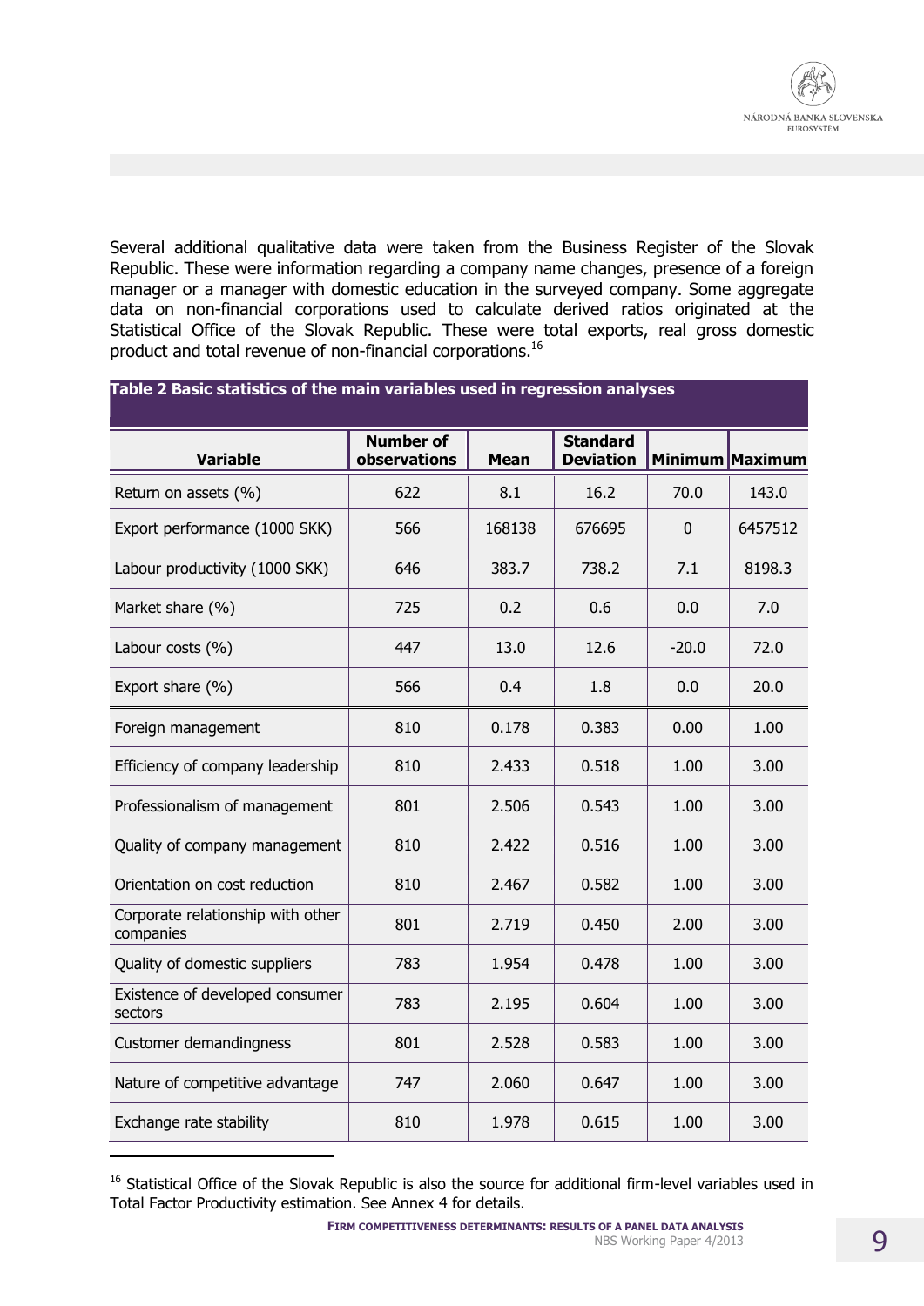Several additional qualitative data were taken from the Business Register of the Slovak Republic. These were information regarding a company name changes, presence of a foreign manager or a manager with domestic education in the surveyed company. Some aggregate data on non-financial corporations used to calculate derived ratios originated at the Statistical Office of the Slovak Republic. These were total exports, real gross domestic product and total revenue of non-financial corporations.[16]

**Table 2 Basic statistics of the main variables used in regression analyses**

| Variable | Number of observations | Mean | Standard Deviation | Minimum | Maximum |
|---|---|---|---|---|---|
| Return on assets (%) | 622 | 8.1 | 16.2 | 70.0 | 143.0 |
| Export performance (1000 SKK) | 566 | 168138 | 676695 | 0 | 6457512 |
| Labour productivity (1000 SKK) | 646 | 383.7 | 738.2 | 7.1 | 8198.3 |
| Market share (%) | 725 | 0.2 | 0.6 | 0.0 | 7.0 |
| Labour costs (%) | 447 | 13.0 | 12.6 | -20.0 | 72.0 |
| Export share (%) | 566 | 0.4 | 1.8 | 0.0 | 20.0 |
| Foreign management | 810 | 0.178 | 0.383 | 0.00 | 1.00 |
| Efficiency of company leadership | 810 | 2.433 | 0.518 | 1.00 | 3.00 |
| Professionalism of management | 801 | 2.506 | 0.543 | 1.00 | 3.00 |
| Quality of company management | 810 | 2.422 | 0.516 | 1.00 | 3.00 |
| Orientation on cost reduction | 810 | 2.467 | 0.582 | 1.00 | 3.00 |
| Corporate relationship with other companies | 801 | 2.719 | 0.450 | 2.00 | 3.00 |
| Quality of domestic suppliers | 783 | 1.954 | 0.478 | 1.00 | 3.00 |
| Existence of developed consumer sectors | 783 | 2.195 | 0.604 | 1.00 | 3.00 |
| Customer demandingness | 801 | 2.528 | 0.583 | 1.00 | 3.00 |
| Nature of competitive advantage | 747 | 2.060 | 0.647 | 1.00 | 3.00 |
| Exchange rate stability | 810 | 1.978 | 0.615 | 1.00 | 3.00 |

[16] Statistical Office of the Slovak Republic is also the source for additional firm-level variables used in Total Factor Productivity estimation. See Annex 4 for details.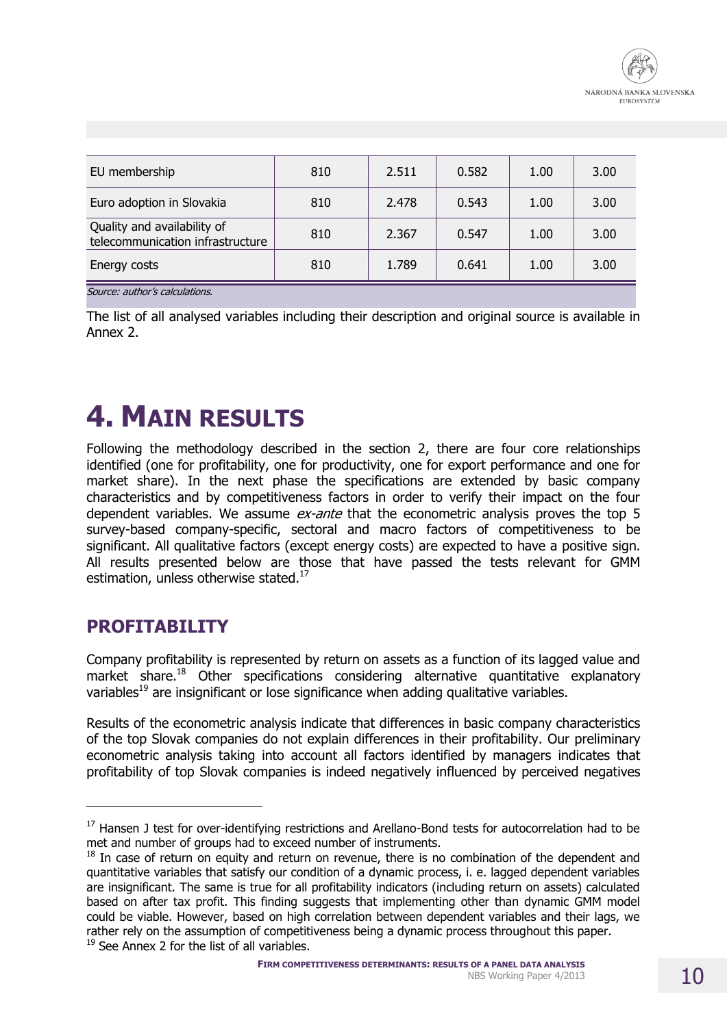| | | | | | |
|---|---|---|---|---|---|
| EU membership | 810 | 2.511 | 0.582 | 1.00 | 3.00 |
| Euro adoption in Slovakia | 810 | 2.478 | 0.543 | 1.00 | 3.00 |
| Quality and availability of telecommunication infrastructure | 810 | 2.367 | 0.547 | 1.00 | 3.00 |
| Energy costs | 810 | 1.789 | 0.641 | 1.00 | 3.00 |

*Source: author's calculations.*

The list of all analysed variables including their description and original source is available in Annex 2.

# 4. MAIN RESULTS

Following the methodology described in the section 2, there are four core relationships identified (one for profitability, one for productivity, one for export performance and one for market share). In the next phase the specifications are extended by basic company characteristics and by competitiveness factors in order to verify their impact on the four dependent variables. We assume *ex-ante* that the econometric analysis proves the top 5 survey-based company-specific, sectoral and macro factors of competitiveness to be significant. All qualitative factors (except energy costs) are expected to have a positive sign. All results presented below are those that have passed the tests relevant for GMM estimation, unless otherwise stated.[17]

## PROFITABILITY

Company profitability is represented by return on assets as a function of its lagged value and market share.[18] Other specifications considering alternative quantitative explanatory variables[19] are insignificant or lose significance when adding qualitative variables.

Results of the econometric analysis indicate that differences in basic company characteristics of the top Slovak companies do not explain differences in their profitability. Our preliminary econometric analysis taking into account all factors identified by managers indicates that profitability of top Slovak companies is indeed negatively influenced by perceived negatives

[17] Hansen J test for over-identifying restrictions and Arellano-Bond tests for autocorrelation had to be met and number of groups had to exceed number of instruments.

[18] In case of return on equity and return on revenue, there is no combination of the dependent and quantitative variables that satisfy our condition of a dynamic process, i. e. lagged dependent variables are insignificant. The same is true for all profitability indicators (including return on assets) calculated based on after tax profit. This finding suggests that implementing other than dynamic GMM model could be viable. However, based on high correlation between dependent variables and their lags, we rather rely on the assumption of competitiveness being a dynamic process throughout this paper.

[19] See Annex 2 for the list of all variables.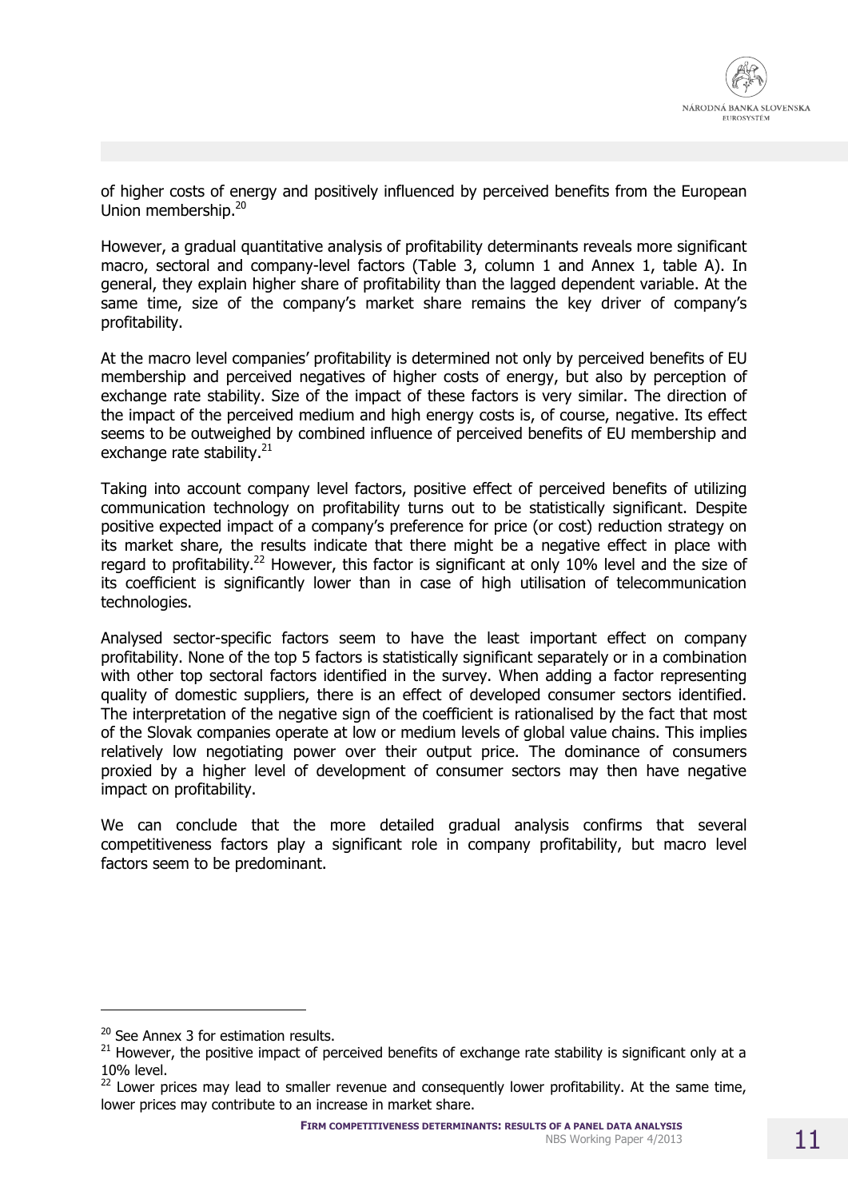of higher costs of energy and positively influenced by perceived benefits from the European Union membership.[20]

However, a gradual quantitative analysis of profitability determinants reveals more significant macro, sectoral and company-level factors (Table 3, column 1 and Annex 1, table A). In general, they explain higher share of profitability than the lagged dependent variable. At the same time, size of the company's market share remains the key driver of company's profitability.

At the macro level companies' profitability is determined not only by perceived benefits of EU membership and perceived negatives of higher costs of energy, but also by perception of exchange rate stability. Size of the impact of these factors is very similar. The direction of the impact of the perceived medium and high energy costs is, of course, negative. Its effect seems to be outweighed by combined influence of perceived benefits of EU membership and exchange rate stability.[21]

Taking into account company level factors, positive effect of perceived benefits of utilizing communication technology on profitability turns out to be statistically significant. Despite positive expected impact of a company's preference for price (or cost) reduction strategy on its market share, the results indicate that there might be a negative effect in place with regard to profitability.[22] However, this factor is significant at only 10% level and the size of its coefficient is significantly lower than in case of high utilisation of telecommunication technologies.

Analysed sector-specific factors seem to have the least important effect on company profitability. None of the top 5 factors is statistically significant separately or in a combination with other top sectoral factors identified in the survey. When adding a factor representing quality of domestic suppliers, there is an effect of developed consumer sectors identified. The interpretation of the negative sign of the coefficient is rationalised by the fact that most of the Slovak companies operate at low or medium levels of global value chains. This implies relatively low negotiating power over their output price. The dominance of consumers proxied by a higher level of development of consumer sectors may then have negative impact on profitability.

We can conclude that the more detailed gradual analysis confirms that several competitiveness factors play a significant role in company profitability, but macro level factors seem to be predominant.

---

[20] See Annex 3 for estimation results.

[21] However, the positive impact of perceived benefits of exchange rate stability is significant only at a 10% level.

[22] Lower prices may lead to smaller revenue and consequently lower profitability. At the same time, lower prices may contribute to an increase in market share.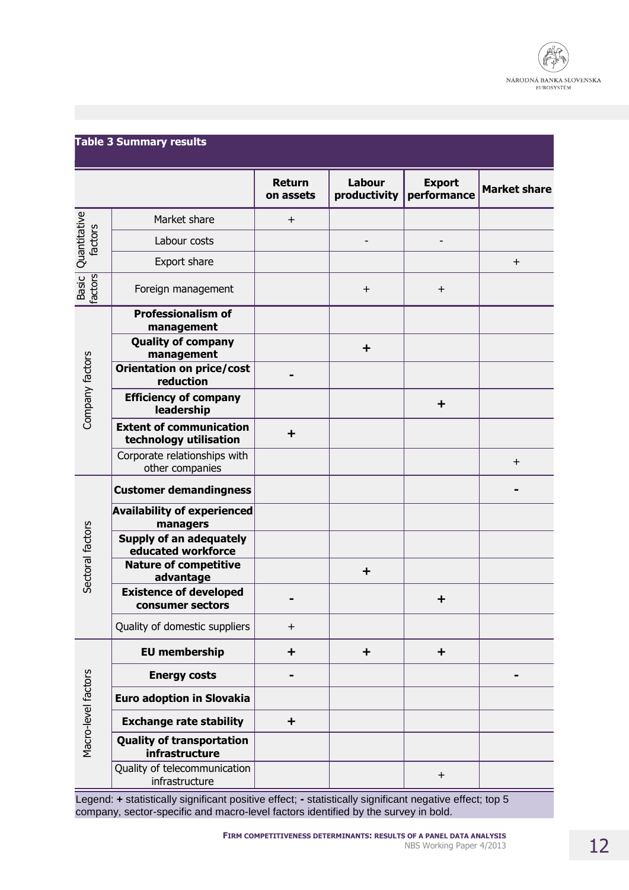**Table 3 Summary results**

| | | Return on assets | Labour productivity | Export performance | Market share |
|---|---|---|---|---|---|
| Quantitative factors | Market share | + | | | |
| | Labour costs | | - | - | |
| | Export share | | | | + |
| Basic factors | Foreign management | | + | + | |
| Company factors | **Professionalism of management** | | | | |
| | **Quality of company management** | | **+** | | |
| | **Orientation on price/cost reduction** | **-** | | | |
| | **Efficiency of company leadership** | | | **+** | |
| | **Extent of communication technology utilisation** | **+** | | | |
| | Corporate relationships with other companies | | | | + |
| Sectoral factors | **Customer demandingness** | | | | **-** |
| | **Availability of experienced managers** | | | | |
| | **Supply of an adequately educated workforce** | | | | |
| | **Nature of competitive advantage** | | **+** | | |
| | **Existence of developed consumer sectors** | **-** | | **+** | |
| | Quality of domestic suppliers | + | | | |
| Macro-level factors | **EU membership** | **+** | **+** | **+** | |
| | **Energy costs** | **-** | | | **-** |
| | **Euro adoption in Slovakia** | | | | |
| | **Exchange rate stability** | **+** | | | |
| | **Quality of transportation infrastructure** | | | | |
| | Quality of telecommunication infrastructure | | | + | |

Legend: **+** statistically significant positive effect; **-** statistically significant negative effect; top 5 company, sector-specific and macro-level factors identified by the survey in bold.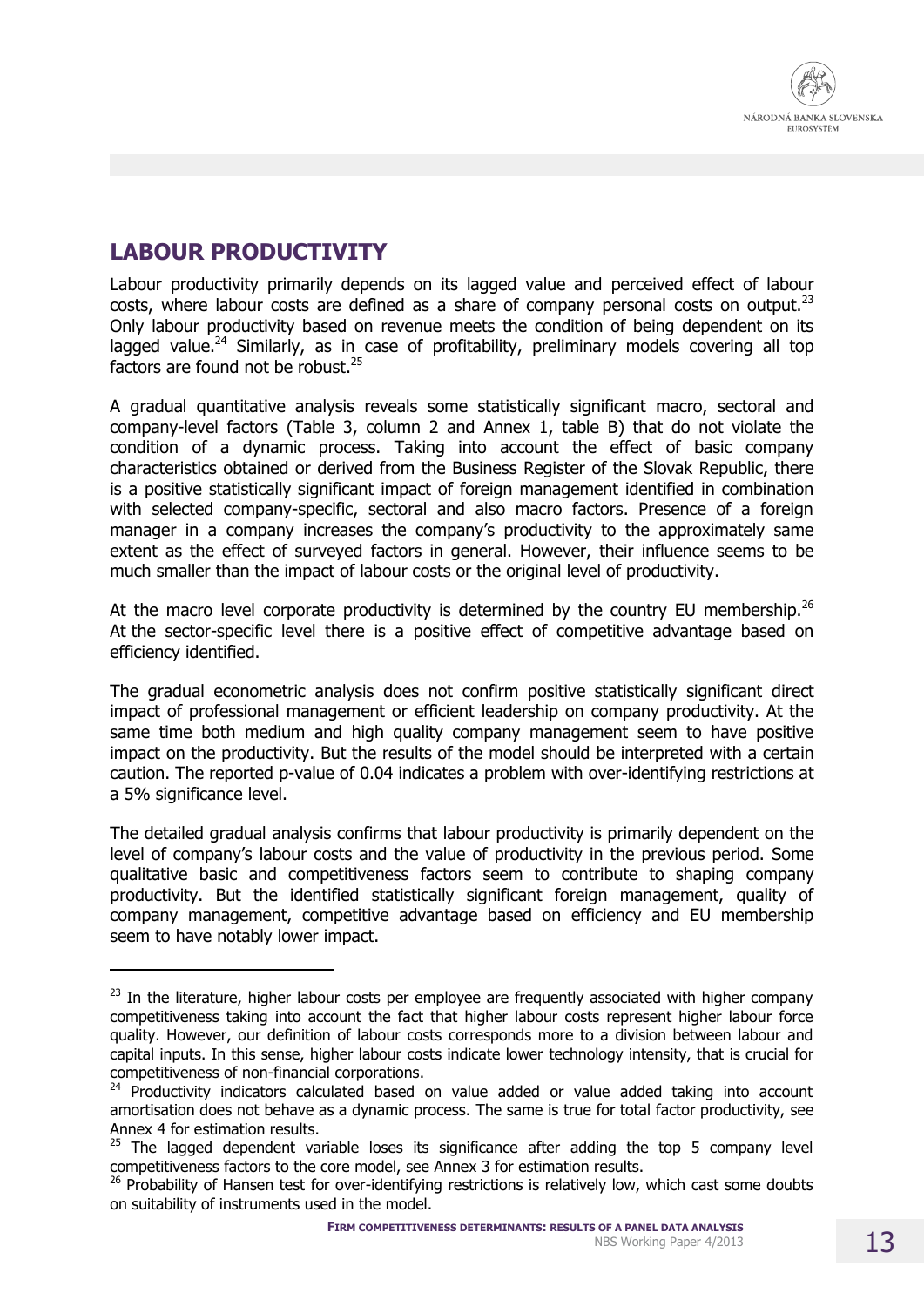## LABOUR PRODUCTIVITY

Labour productivity primarily depends on its lagged value and perceived effect of labour costs, where labour costs are defined as a share of company personal costs on output.[23] Only labour productivity based on revenue meets the condition of being dependent on its lagged value.[24] Similarly, as in case of profitability, preliminary models covering all top factors are found not be robust.[25]

A gradual quantitative analysis reveals some statistically significant macro, sectoral and company-level factors (Table 3, column 2 and Annex 1, table B) that do not violate the condition of a dynamic process. Taking into account the effect of basic company characteristics obtained or derived from the Business Register of the Slovak Republic, there is a positive statistically significant impact of foreign management identified in combination with selected company-specific, sectoral and also macro factors. Presence of a foreign manager in a company increases the company's productivity to the approximately same extent as the effect of surveyed factors in general. However, their influence seems to be much smaller than the impact of labour costs or the original level of productivity.

At the macro level corporate productivity is determined by the country EU membership.[26] At the sector-specific level there is a positive effect of competitive advantage based on efficiency identified.

The gradual econometric analysis does not confirm positive statistically significant direct impact of professional management or efficient leadership on company productivity. At the same time both medium and high quality company management seem to have positive impact on the productivity. But the results of the model should be interpreted with a certain caution. The reported p-value of 0.04 indicates a problem with over-identifying restrictions at a 5% significance level.

The detailed gradual analysis confirms that labour productivity is primarily dependent on the level of company's labour costs and the value of productivity in the previous period. Some qualitative basic and competitiveness factors seem to contribute to shaping company productivity. But the identified statistically significant foreign management, quality of company management, competitive advantage based on efficiency and EU membership seem to have notably lower impact.

---

[23] In the literature, higher labour costs per employee are frequently associated with higher company competitiveness taking into account the fact that higher labour costs represent higher labour force quality. However, our definition of labour costs corresponds more to a division between labour and capital inputs. In this sense, higher labour costs indicate lower technology intensity, that is crucial for competitiveness of non-financial corporations.

[24] Productivity indicators calculated based on value added or value added taking into account amortisation does not behave as a dynamic process. The same is true for total factor productivity, see Annex 4 for estimation results.

[25] The lagged dependent variable loses its significance after adding the top 5 company level competitiveness factors to the core model, see Annex 3 for estimation results.

[26] Probability of Hansen test for over-identifying restrictions is relatively low, which cast some doubts on suitability of instruments used in the model.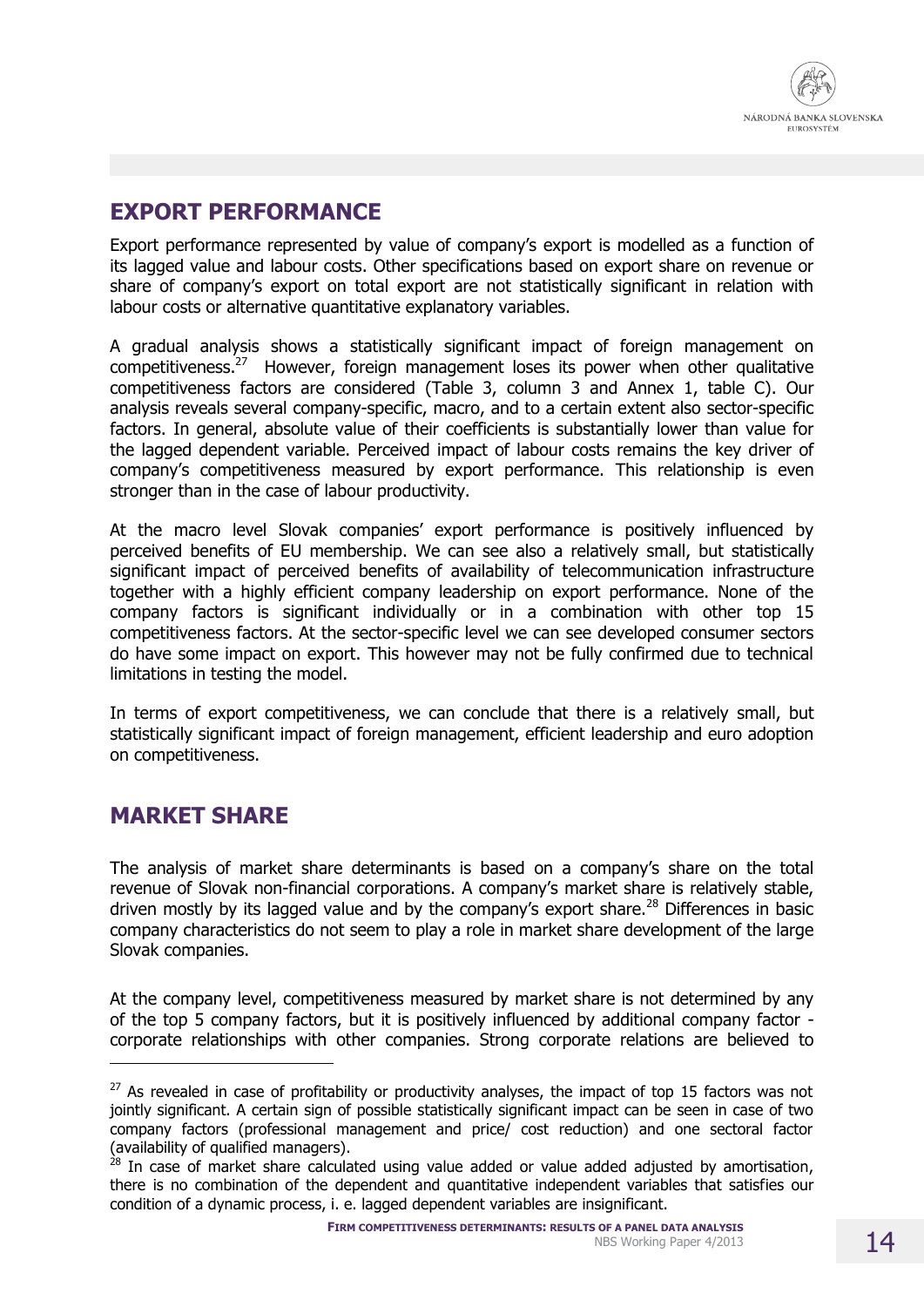## EXPORT PERFORMANCE

Export performance represented by value of company's export is modelled as a function of its lagged value and labour costs. Other specifications based on export share on revenue or share of company's export on total export are not statistically significant in relation with labour costs or alternative quantitative explanatory variables.

A gradual analysis shows a statistically significant impact of foreign management on competitiveness.[27] However, foreign management loses its power when other qualitative competitiveness factors are considered (Table 3, column 3 and Annex 1, table C). Our analysis reveals several company-specific, macro, and to a certain extent also sector-specific factors. In general, absolute value of their coefficients is substantially lower than value for the lagged dependent variable. Perceived impact of labour costs remains the key driver of company's competitiveness measured by export performance. This relationship is even stronger than in the case of labour productivity.

At the macro level Slovak companies' export performance is positively influenced by perceived benefits of EU membership. We can see also a relatively small, but statistically significant impact of perceived benefits of availability of telecommunication infrastructure together with a highly efficient company leadership on export performance. None of the company factors is significant individually or in a combination with other top 15 competitiveness factors. At the sector-specific level we can see developed consumer sectors do have some impact on export. This however may not be fully confirmed due to technical limitations in testing the model.

In terms of export competitiveness, we can conclude that there is a relatively small, but statistically significant impact of foreign management, efficient leadership and euro adoption on competitiveness.

## MARKET SHARE

The analysis of market share determinants is based on a company's share on the total revenue of Slovak non-financial corporations. A company's market share is relatively stable, driven mostly by its lagged value and by the company's export share.[28] Differences in basic company characteristics do not seem to play a role in market share development of the large Slovak companies.

At the company level, competitiveness measured by market share is not determined by any of the top 5 company factors, but it is positively influenced by additional company factor - corporate relationships with other companies. Strong corporate relations are believed to

---

[27] As revealed in case of profitability or productivity analyses, the impact of top 15 factors was not jointly significant. A certain sign of possible statistically significant impact can be seen in case of two company factors (professional management and price/ cost reduction) and one sectoral factor (availability of qualified managers).

[28] In case of market share calculated using value added or value added adjusted by amortisation, there is no combination of the dependent and quantitative independent variables that satisfies our condition of a dynamic process, i. e. lagged dependent variables are insignificant.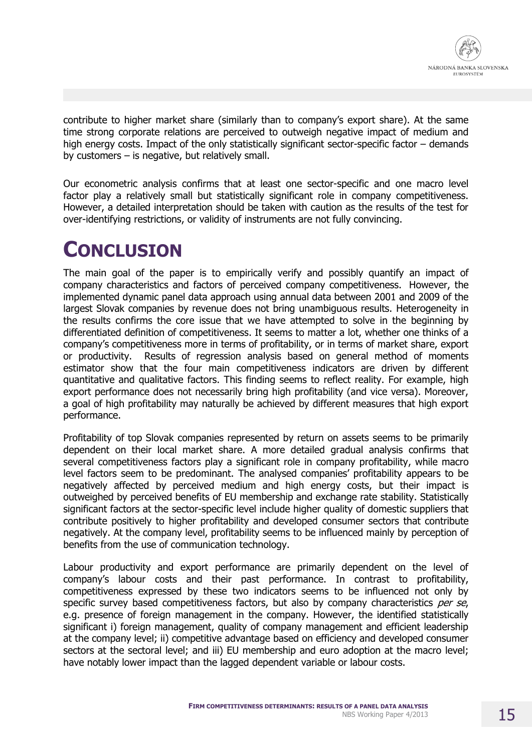contribute to higher market share (similarly than to company's export share). At the same time strong corporate relations are perceived to outweigh negative impact of medium and high energy costs. Impact of the only statistically significant sector-specific factor – demands by customers – is negative, but relatively small.

Our econometric analysis confirms that at least one sector-specific and one macro level factor play a relatively small but statistically significant role in company competitiveness. However, a detailed interpretation should be taken with caution as the results of the test for over-identifying restrictions, or validity of instruments are not fully convincing.

# CONCLUSION

The main goal of the paper is to empirically verify and possibly quantify an impact of company characteristics and factors of perceived company competitiveness. However, the implemented dynamic panel data approach using annual data between 2001 and 2009 of the largest Slovak companies by revenue does not bring unambiguous results. Heterogeneity in the results confirms the core issue that we have attempted to solve in the beginning by differentiated definition of competitiveness. It seems to matter a lot, whether one thinks of a company's competitiveness more in terms of profitability, or in terms of market share, export or productivity. Results of regression analysis based on general method of moments estimator show that the four main competitiveness indicators are driven by different quantitative and qualitative factors. This finding seems to reflect reality. For example, high export performance does not necessarily bring high profitability (and vice versa). Moreover, a goal of high profitability may naturally be achieved by different measures that high export performance.

Profitability of top Slovak companies represented by return on assets seems to be primarily dependent on their local market share. A more detailed gradual analysis confirms that several competitiveness factors play a significant role in company profitability, while macro level factors seem to be predominant. The analysed companies' profitability appears to be negatively affected by perceived medium and high energy costs, but their impact is outweighed by perceived benefits of EU membership and exchange rate stability. Statistically significant factors at the sector-specific level include higher quality of domestic suppliers that contribute positively to higher profitability and developed consumer sectors that contribute negatively. At the company level, profitability seems to be influenced mainly by perception of benefits from the use of communication technology.

Labour productivity and export performance are primarily dependent on the level of company's labour costs and their past performance. In contrast to profitability, competitiveness expressed by these two indicators seems to be influenced not only by specific survey based competitiveness factors, but also by company characteristics *per se*, e.g. presence of foreign management in the company. However, the identified statistically significant i) foreign management, quality of company management and efficient leadership at the company level; ii) competitive advantage based on efficiency and developed consumer sectors at the sectoral level; and iii) EU membership and euro adoption at the macro level; have notably lower impact than the lagged dependent variable or labour costs.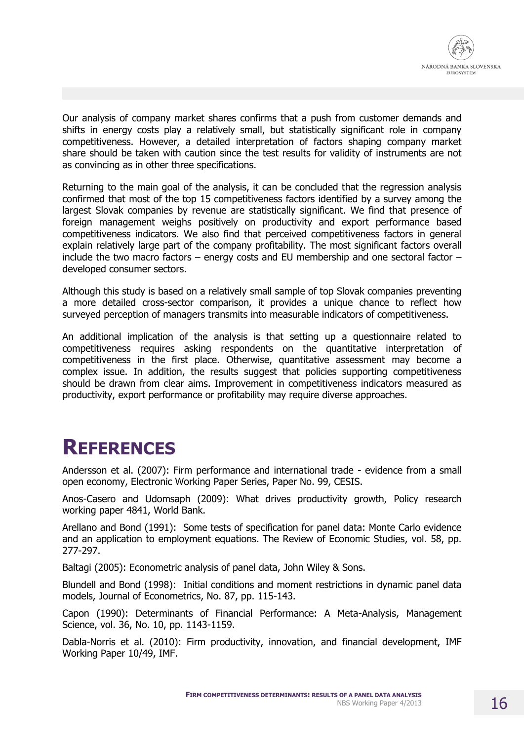Our analysis of company market shares confirms that a push from customer demands and shifts in energy costs play a relatively small, but statistically significant role in company competitiveness. However, a detailed interpretation of factors shaping company market share should be taken with caution since the test results for validity of instruments are not as convincing as in other three specifications.

Returning to the main goal of the analysis, it can be concluded that the regression analysis confirmed that most of the top 15 competitiveness factors identified by a survey among the largest Slovak companies by revenue are statistically significant. We find that presence of foreign management weighs positively on productivity and export performance based competitiveness indicators. We also find that perceived competitiveness factors in general explain relatively large part of the company profitability. The most significant factors overall include the two macro factors – energy costs and EU membership and one sectoral factor – developed consumer sectors.

Although this study is based on a relatively small sample of top Slovak companies preventing a more detailed cross-sector comparison, it provides a unique chance to reflect how surveyed perception of managers transmits into measurable indicators of competitiveness.

An additional implication of the analysis is that setting up a questionnaire related to competitiveness requires asking respondents on the quantitative interpretation of competitiveness in the first place. Otherwise, quantitative assessment may become a complex issue. In addition, the results suggest that policies supporting competitiveness should be drawn from clear aims. Improvement in competitiveness indicators measured as productivity, export performance or profitability may require diverse approaches.

# REFERENCES

Andersson et al. (2007): Firm performance and international trade - evidence from a small open economy, Electronic Working Paper Series, Paper No. 99, CESIS.

Anos-Casero and Udomsaph (2009): What drives productivity growth, Policy research working paper 4841, World Bank.

Arellano and Bond (1991): Some tests of specification for panel data: Monte Carlo evidence and an application to employment equations. The Review of Economic Studies, vol. 58, pp. 277-297.

Baltagi (2005): Econometric analysis of panel data, John Wiley & Sons.

Blundell and Bond (1998): Initial conditions and moment restrictions in dynamic panel data models, Journal of Econometrics, No. 87, pp. 115-143.

Capon (1990): Determinants of Financial Performance: A Meta-Analysis, Management Science, vol. 36, No. 10, pp. 1143-1159.

Dabla-Norris et al. (2010): Firm productivity, innovation, and financial development, IMF Working Paper 10/49, IMF.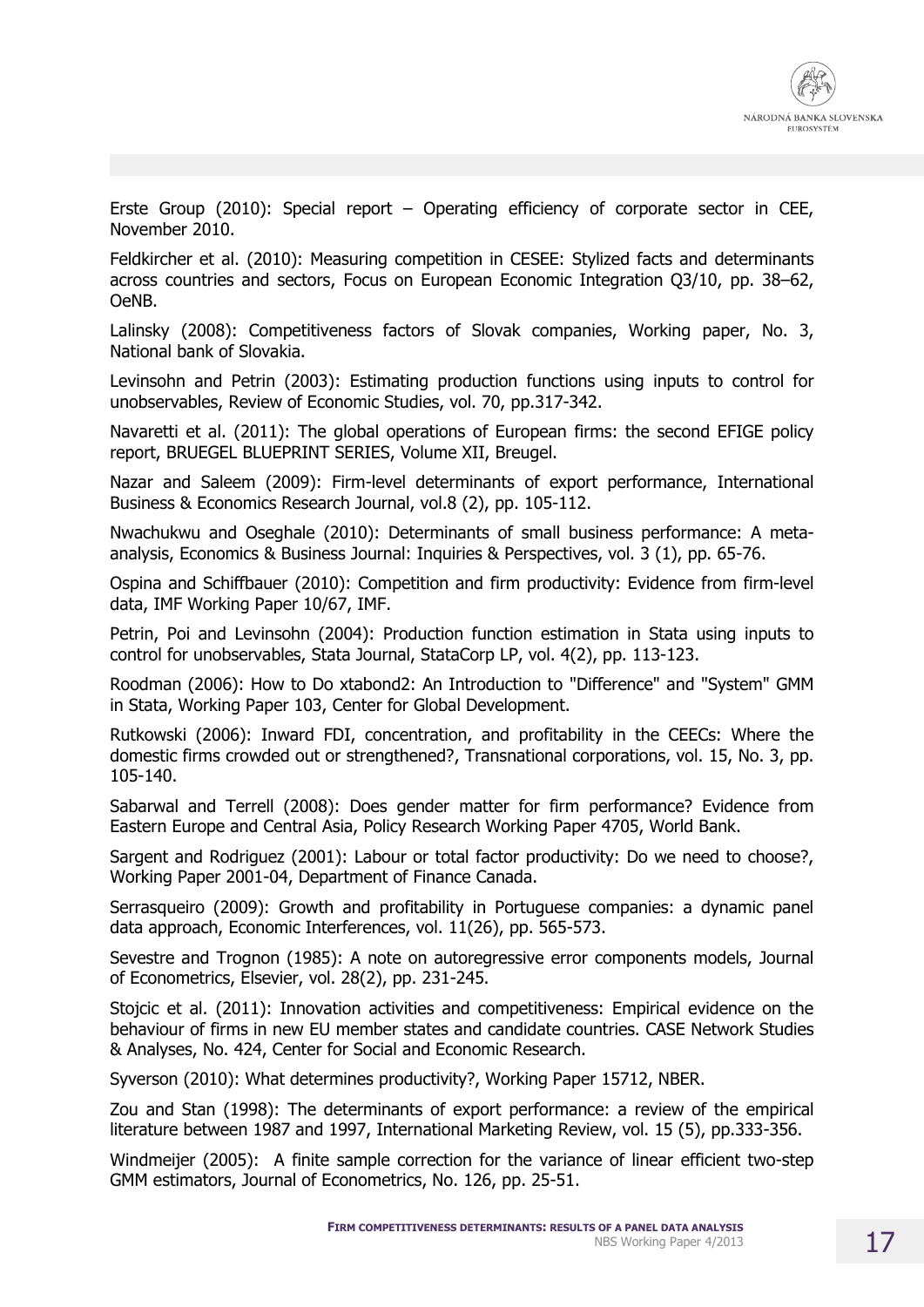Erste Group (2010): Special report – Operating efficiency of corporate sector in CEE, November 2010.

Feldkircher et al. (2010): Measuring competition in CESEE: Stylized facts and determinants across countries and sectors, Focus on European Economic Integration Q3/10, pp. 38–62, OeNB.

Lalinsky (2008): Competitiveness factors of Slovak companies, Working paper, No. 3, National bank of Slovakia.

Levinsohn and Petrin (2003): Estimating production functions using inputs to control for unobservables, Review of Economic Studies, vol. 70, pp.317-342.

Navaretti et al. (2011): The global operations of European firms: the second EFIGE policy report, BRUEGEL BLUEPRINT SERIES, Volume XII, Breugel.

Nazar and Saleem (2009): Firm-level determinants of export performance, International Business & Economics Research Journal, vol.8 (2), pp. 105-112.

Nwachukwu and Oseghale (2010): Determinants of small business performance: A meta-analysis, Economics & Business Journal: Inquiries & Perspectives, vol. 3 (1), pp. 65-76.

Ospina and Schiffbauer (2010): Competition and firm productivity: Evidence from firm-level data, IMF Working Paper 10/67, IMF.

Petrin, Poi and Levinsohn (2004): Production function estimation in Stata using inputs to control for unobservables, Stata Journal, StataCorp LP, vol. 4(2), pp. 113-123.

Roodman (2006): How to Do xtabond2: An Introduction to "Difference" and "System" GMM in Stata, Working Paper 103, Center for Global Development.

Rutkowski (2006): Inward FDI, concentration, and profitability in the CEECs: Where the domestic firms crowded out or strengthened?, Transnational corporations, vol. 15, No. 3, pp. 105-140.

Sabarwal and Terrell (2008): Does gender matter for firm performance? Evidence from Eastern Europe and Central Asia, Policy Research Working Paper 4705, World Bank.

Sargent and Rodriguez (2001): Labour or total factor productivity: Do we need to choose?, Working Paper 2001-04, Department of Finance Canada.

Serrasqueiro (2009): Growth and profitability in Portuguese companies: a dynamic panel data approach, Economic Interferences, vol. 11(26), pp. 565-573.

Sevestre and Trognon (1985): A note on autoregressive error components models, Journal of Econometrics, Elsevier, vol. 28(2), pp. 231-245.

Stojcic et al. (2011): Innovation activities and competitiveness: Empirical evidence on the behaviour of firms in new EU member states and candidate countries. CASE Network Studies & Analyses, No. 424, Center for Social and Economic Research.

Syverson (2010): What determines productivity?, Working Paper 15712, NBER.

Zou and Stan (1998): The determinants of export performance: a review of the empirical literature between 1987 and 1997, International Marketing Review, vol. 15 (5), pp.333-356.

Windmeijer (2005): A finite sample correction for the variance of linear efficient two-step GMM estimators, Journal of Econometrics, No. 126, pp. 25-51.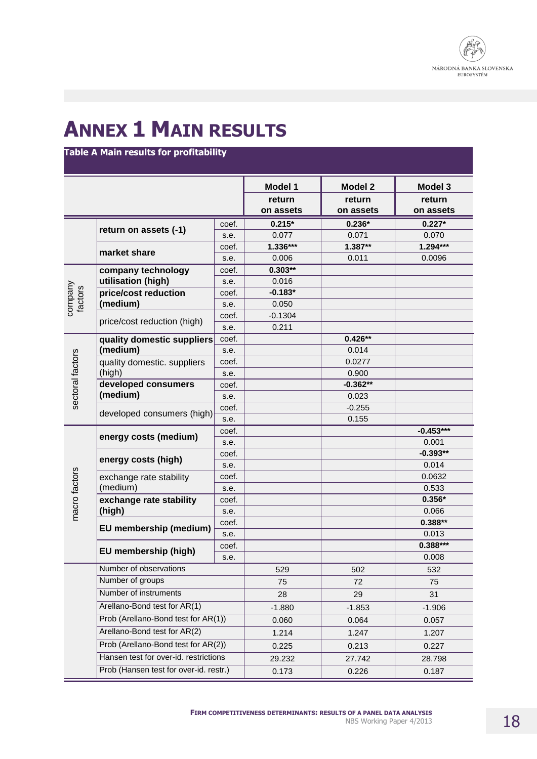# ANNEX 1 MAIN RESULTS

**Table A Main results for profitability**

| | | | Model 1 return on assets | Model 2 return on assets | Model 3 return on assets |
|---|---|---|---|---|---|
| | **return on assets (-1)** | coef. | **0.215*** | **0.236*** | **0.227*** |
| | | s.e. | 0.077 | 0.071 | 0.070 |
| | **market share** | coef. | **1.336***** | **1.387**** | **1.294***** |
| | | s.e. | 0.006 | 0.011 | 0.0096 |
| company factors | **company technology utilisation (high)** | coef. | **0.303**** | | |
| | | s.e. | 0.016 | | |
| | **price/cost reduction (medium)** | coef. | **-0.183*** | | |
| | | s.e. | 0.050 | | |
| | price/cost reduction (high) | coef. | -0.1304 | | |
| | | s.e. | 0.211 | | |
| sectoral factors | **quality domestic suppliers (medium)** | coef. | | **0.426**** | |
| | | s.e. | | 0.014 | |
| | quality domestic. suppliers (high) | coef. | | 0.0277 | |
| | | s.e. | | 0.900 | |
| | **developed consumers (medium)** | coef. | | **-0.362**** | |
| | | s.e. | | 0.023 | |
| | developed consumers (high) | coef. | | -0.255 | |
| | | s.e. | | 0.155 | |
| macro factors | **energy costs (medium)** | coef. | | | **-0.453***** |
| | | s.e. | | | 0.001 |
| | **energy costs (high)** | coef. | | | **-0.393**** |
| | | s.e. | | | 0.014 |
| | exchange rate stability (medium) | coef. | | | 0.0632 |
| | | s.e. | | | 0.533 |
| | **exchange rate stability (high)** | coef. | | | **0.356*** |
| | | s.e. | | | 0.066 |
| | **EU membership (medium)** | coef. | | | **0.388**** |
| | | s.e. | | | 0.013 |
| | **EU membership (high)** | coef. | | | **0.388***** |
| | | s.e. | | | 0.008 |
| | Number of observations | | 529 | 502 | 532 |
| | Number of groups | | 75 | 72 | 75 |
| | Number of instruments | | 28 | 29 | 31 |
| | Arellano-Bond test for AR(1) | | -1.880 | -1.853 | -1.906 |
| | Prob (Arellano-Bond test for AR(1)) | | 0.060 | 0.064 | 0.057 |
| | Arellano-Bond test for AR(2) | | 1.214 | 1.247 | 1.207 |
| | Prob (Arellano-Bond test for AR(2)) | | 0.225 | 0.213 | 0.227 |
| | Hansen test for over-id. restrictions | | 29.232 | 27.742 | 28.798 |
| | Prob (Hansen test for over-id. restr.) | | 0.173 | 0.226 | 0.187 |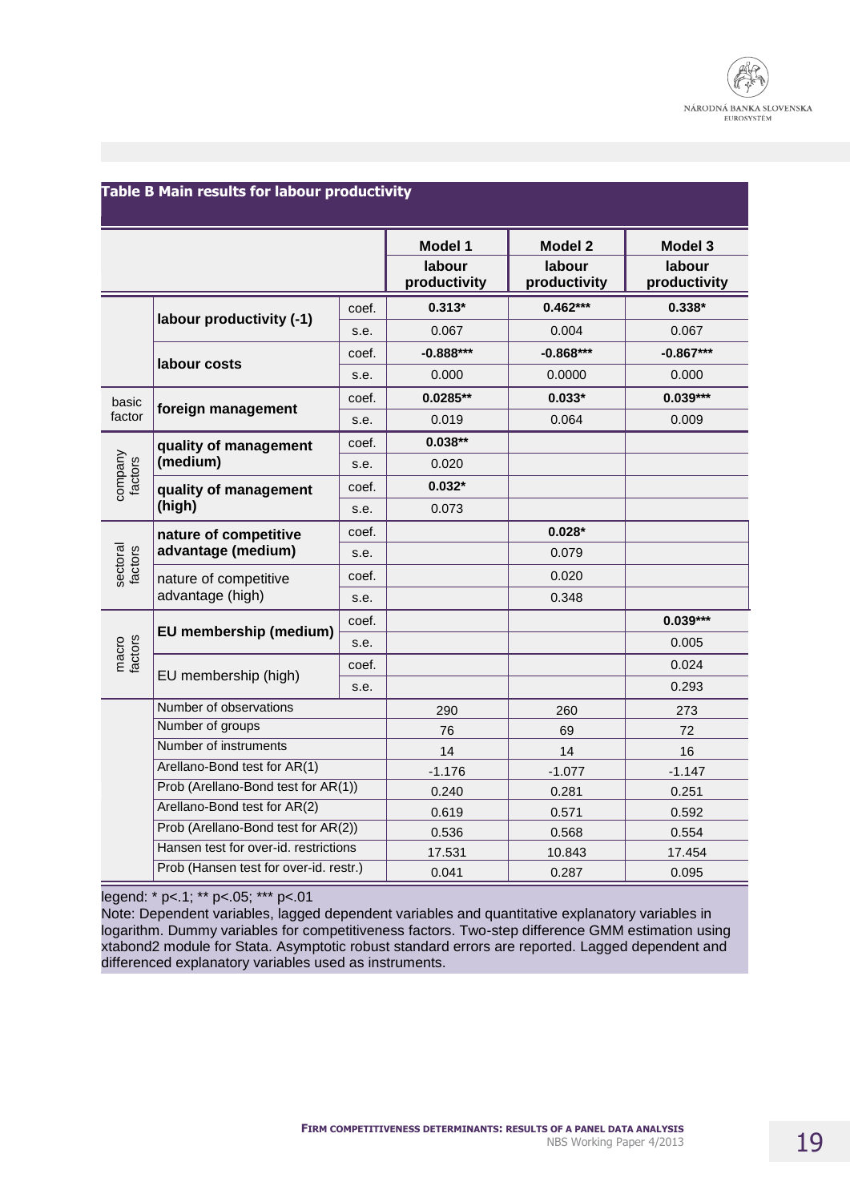**Table B Main results for labour productivity**

| | | | Model 1 labour productivity | Model 2 labour productivity | Model 3 labour productivity |
|---|---|---|---|---|---|
| | labour productivity (-1) | coef. | **0.313*** | **0.462***** | **0.338*** |
| | | s.e. | 0.067 | 0.004 | 0.067 |
| | labour costs | coef. | **-0.888***** | **-0.868***** | **-0.867***** |
| | | s.e. | 0.000 | 0.0000 | 0.000 |
| basic factor | foreign management | coef. | **0.0285**** | **0.033*** | **0.039***** |
| | | s.e. | 0.019 | 0.064 | 0.009 |
| company factors | quality of management (medium) | coef. | **0.038**** | | |
| | | s.e. | 0.020 | | |
| | quality of management (high) | coef. | **0.032*** | | |
| | | s.e. | 0.073 | | |
| sectoral factors | nature of competitive advantage (medium) | coef. | | **0.028*** | |
| | | s.e. | | 0.079 | |
| | nature of competitive advantage (high) | coef. | | 0.020 | |
| | | s.e. | | 0.348 | |
| macro factors | EU membership (medium) | coef. | | | **0.039***** |
| | | s.e. | | | 0.005 |
| | EU membership (high) | coef. | | | 0.024 |
| | | s.e. | | | 0.293 |
| | Number of observations | | 290 | 260 | 273 |
| | Number of groups | | 76 | 69 | 72 |
| | Number of instruments | | 14 | 14 | 16 |
| | Arellano-Bond test for AR(1) | | -1.176 | -1.077 | -1.147 |
| | Prob (Arellano-Bond test for AR(1)) | | 0.240 | 0.281 | 0.251 |
| | Arellano-Bond test for AR(2) | | 0.619 | 0.571 | 0.592 |
| | Prob (Arellano-Bond test for AR(2)) | | 0.536 | 0.568 | 0.554 |
| | Hansen test for over-id. restrictions | | 17.531 | 10.843 | 17.454 |
| | Prob (Hansen test for over-id. restr.) | | 0.041 | 0.287 | 0.095 |

legend: * p<.1; ** p<.05; *** p<.01

Note: Dependent variables, lagged dependent variables and quantitative explanatory variables in logarithm. Dummy variables for competitiveness factors. Two-step difference GMM estimation using xtabond2 module for Stata. Asymptotic robust standard errors are reported. Lagged dependent and differenced explanatory variables used as instruments.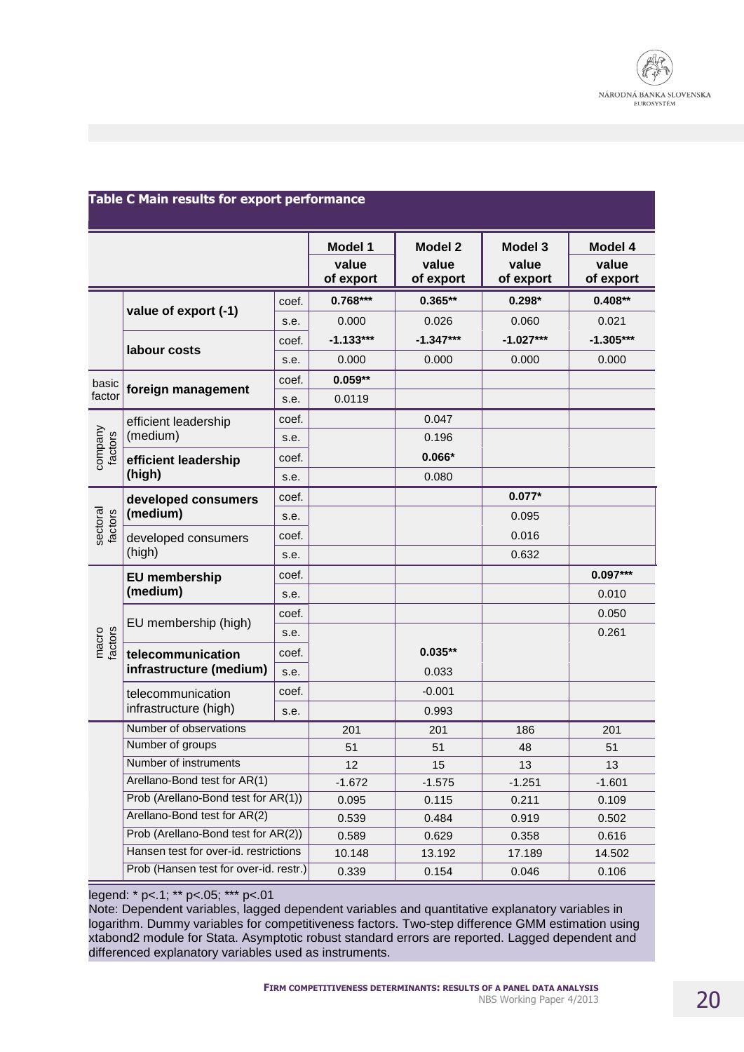**Table C Main results for export performance**

| | | | Model 1 value of export | Model 2 value of export | Model 3 value of export | Model 4 value of export |
|---|---|---|---|---|---|---|
| | **value of export (-1)** | coef. | **0.768*** ** | **0.365** ** | **0.298*** | **0.408** ** |
| | | s.e. | 0.000 | 0.026 | 0.060 | 0.021 |
| | **labour costs** | coef. | **-1.133*** ** | **-1.347*** ** | **-1.027*** ** | **-1.305*** ** |
| | | s.e. | 0.000 | 0.000 | 0.000 | 0.000 |
| basic factor | **foreign management** | coef. | **0.059** ** | | | |
| | | s.e. | 0.0119 | | | |
| company factors | efficient leadership (medium) | coef. | | 0.047 | | |
| | | s.e. | | 0.196 | | |
| | **efficient leadership (high)** | coef. | | **0.066*** | | |
| | | s.e. | | 0.080 | | |
| sectoral factors | **developed consumers (medium)** | coef. | | | **0.077*** | |
| | | s.e. | | | 0.095 | |
| | developed consumers (high) | coef. | | | 0.016 | |
| | | s.e. | | | 0.632 | |
| macro factors | **EU membership (medium)** | coef. | | | | **0.097*** ** |
| | | s.e. | | | | 0.010 |
| | EU membership (high) | coef. | | | | 0.050 |
| | | s.e. | | | | 0.261 |
| | **telecommunication infrastructure (medium)** | coef. | | **0.035** ** | | |
| | | s.e. | | 0.033 | | |
| | telecommunication infrastructure (high) | coef. | | -0.001 | | |
| | | s.e. | | 0.993 | | |
| | Number of observations | | 201 | 201 | 186 | 201 |
| | Number of groups | | 51 | 51 | 48 | 51 |
| | Number of instruments | | 12 | 15 | 13 | 13 |
| | Arellano-Bond test for AR(1) | | -1.672 | -1.575 | -1.251 | -1.601 |
| | Prob (Arellano-Bond test for AR(1)) | | 0.095 | 0.115 | 0.211 | 0.109 |
| | Arellano-Bond test for AR(2) | | 0.539 | 0.484 | 0.919 | 0.502 |
| | Prob (Arellano-Bond test for AR(2)) | | 0.589 | 0.629 | 0.358 | 0.616 |
| | Hansen test for over-id. restrictions | | 10.148 | 13.192 | 17.189 | 14.502 |
| | Prob (Hansen test for over-id. restr.) | | 0.339 | 0.154 | 0.046 | 0.106 |

legend: * p<.1; ** p<.05; *** p<.01

Note: Dependent variables, lagged dependent variables and quantitative explanatory variables in logarithm. Dummy variables for competitiveness factors. Two-step difference GMM estimation using xtabond2 module for Stata. Asymptotic robust standard errors are reported. Lagged dependent and differenced explanatory variables used as instruments.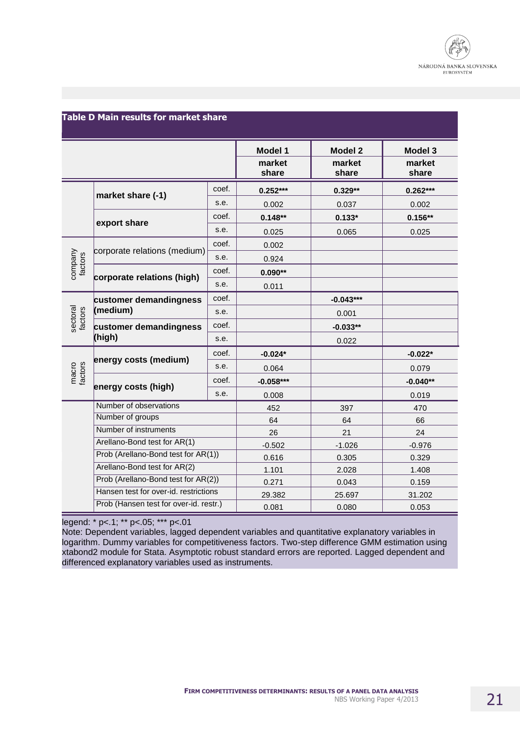**Table D Main results for market share**

| | | | Model 1 market share | Model 2 market share | Model 3 market share |
|---|---|---|---|---|---|
| | market share (-1) | coef. | **0.252*** ** | **0.329** ** | **0.262*** ** |
| | | s.e. | 0.002 | 0.037 | 0.002 |
| | export share | coef. | **0.148** ** | **0.133* ** | **0.156** ** |
| | | s.e. | 0.025 | 0.065 | 0.025 |
| company factors | corporate relations (medium) | coef. | 0.002 | | |
| | | s.e. | 0.924 | | |
| | corporate relations (high) | coef. | **0.090** ** | | |
| | | s.e. | 0.011 | | |
| sectoral factors | customer demandingness (medium) | coef. | | **-0.043*** ** | |
| | | s.e. | | 0.001 | |
| | customer demandingness (high) | coef. | | **-0.033** ** | |
| | | s.e. | | 0.022 | |
| macro factors | energy costs (medium) | coef. | **-0.024* ** | | **-0.022* ** |
| | | s.e. | 0.064 | | 0.079 |
| | energy costs (high) | coef. | **-0.058*** ** | | **-0.040** ** |
| | | s.e. | 0.008 | | 0.019 |
| | Number of observations | | 452 | 397 | 470 |
| | Number of groups | | 64 | 64 | 66 |
| | Number of instruments | | 26 | 21 | 24 |
| | Arellano-Bond test for AR(1) | | -0.502 | -1.026 | -0.976 |
| | Prob (Arellano-Bond test for AR(1)) | | 0.616 | 0.305 | 0.329 |
| | Arellano-Bond test for AR(2) | | 1.101 | 2.028 | 1.408 |
| | Prob (Arellano-Bond test for AR(2)) | | 0.271 | 0.043 | 0.159 |
| | Hansen test for over-id. restrictions | | 29.382 | 25.697 | 31.202 |
| | Prob (Hansen test for over-id. restr.) | | 0.081 | 0.080 | 0.053 |

legend: * p<.1; ** p<.05; *** p<.01
Note: Dependent variables, lagged dependent variables and quantitative explanatory variables in logarithm. Dummy variables for competitiveness factors. Two-step difference GMM estimation using xtabond2 module for Stata. Asymptotic robust standard errors are reported. Lagged dependent and differenced explanatory variables used as instruments.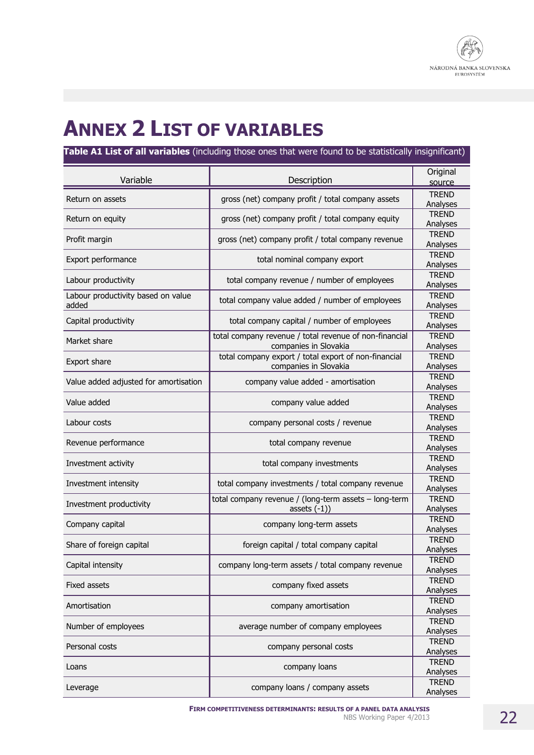# ANNEX 2 LIST OF VARIABLES

**Table A1 List of all variables** (including those ones that were found to be statistically insignificant)

| Variable | Description | Original source |
|---|---|---|
| Return on assets | gross (net) company profit / total company assets | TREND Analyses |
| Return on equity | gross (net) company profit / total company equity | TREND Analyses |
| Profit margin | gross (net) company profit / total company revenue | TREND Analyses |
| Export performance | total nominal company export | TREND Analyses |
| Labour productivity | total company revenue / number of employees | TREND Analyses |
| Labour productivity based on value added | total company value added / number of employees | TREND Analyses |
| Capital productivity | total company capital / number of employees | TREND Analyses |
| Market share | total company revenue / total revenue of non-financial companies in Slovakia | TREND Analyses |
| Export share | total company export / total export of non-financial companies in Slovakia | TREND Analyses |
| Value added adjusted for amortisation | company value added - amortisation | TREND Analyses |
| Value added | company value added | TREND Analyses |
| Labour costs | company personal costs / revenue | TREND Analyses |
| Revenue performance | total company revenue | TREND Analyses |
| Investment activity | total company investments | TREND Analyses |
| Investment intensity | total company investments / total company revenue | TREND Analyses |
| Investment productivity | total company revenue / (long-term assets – long-term assets (-1)) | TREND Analyses |
| Company capital | company long-term assets | TREND Analyses |
| Share of foreign capital | foreign capital / total company capital | TREND Analyses |
| Capital intensity | company long-term assets / total company revenue | TREND Analyses |
| Fixed assets | company fixed assets | TREND Analyses |
| Amortisation | company amortisation | TREND Analyses |
| Number of employees | average number of company employees | TREND Analyses |
| Personal costs | company personal costs | TREND Analyses |
| Loans | company loans | TREND Analyses |
| Leverage | company loans / company assets | TREND Analyses |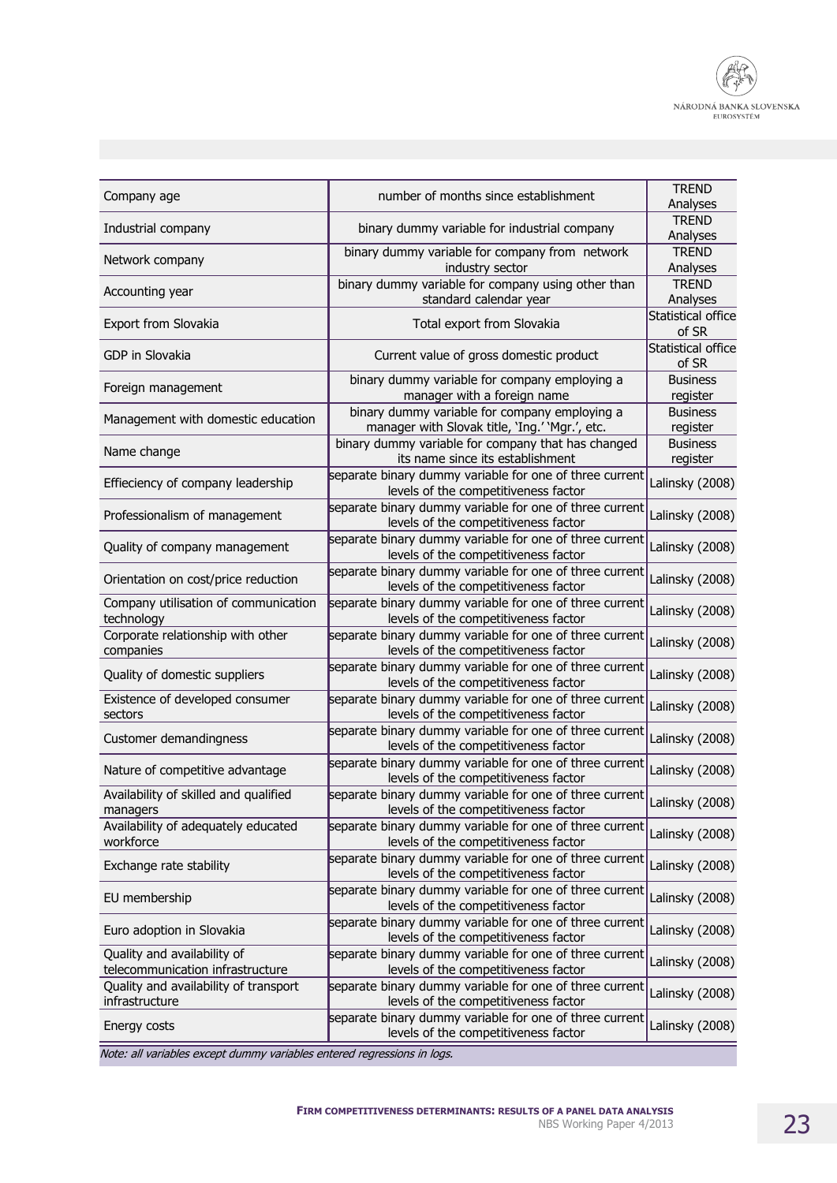| | | |
|---|---|---|
| Company age | number of months since establishment | TREND Analyses |
| Industrial company | binary dummy variable for industrial company | TREND Analyses |
| Network company | binary dummy variable for company from network industry sector | TREND Analyses |
| Accounting year | binary dummy variable for company using other than standard calendar year | TREND Analyses |
| Export from Slovakia | Total export from Slovakia | Statistical office of SR |
| GDP in Slovakia | Current value of gross domestic product | Statistical office of SR |
| Foreign management | binary dummy variable for company employing a manager with a foreign name | Business register |
| Management with domestic education | binary dummy variable for company employing a manager with Slovak title, 'Ing.' 'Mgr.', etc. | Business register |
| Name change | binary dummy variable for company that has changed its name since its establishment | Business register |
| Effieciency of company leadership | separate binary dummy variable for one of three current levels of the competitiveness factor | Lalinsky (2008) |
| Professionalism of management | separate binary dummy variable for one of three current levels of the competitiveness factor | Lalinsky (2008) |
| Quality of company management | separate binary dummy variable for one of three current levels of the competitiveness factor | Lalinsky (2008) |
| Orientation on cost/price reduction | separate binary dummy variable for one of three current levels of the competitiveness factor | Lalinsky (2008) |
| Company utilisation of communication technology | separate binary dummy variable for one of three current levels of the competitiveness factor | Lalinsky (2008) |
| Corporate relationship with other companies | separate binary dummy variable for one of three current levels of the competitiveness factor | Lalinsky (2008) |
| Quality of domestic suppliers | separate binary dummy variable for one of three current levels of the competitiveness factor | Lalinsky (2008) |
| Existence of developed consumer sectors | separate binary dummy variable for one of three current levels of the competitiveness factor | Lalinsky (2008) |
| Customer demandingness | separate binary dummy variable for one of three current levels of the competitiveness factor | Lalinsky (2008) |
| Nature of competitive advantage | separate binary dummy variable for one of three current levels of the competitiveness factor | Lalinsky (2008) |
| Availability of skilled and qualified managers | separate binary dummy variable for one of three current levels of the competitiveness factor | Lalinsky (2008) |
| Availability of adequately educated workforce | separate binary dummy variable for one of three current levels of the competitiveness factor | Lalinsky (2008) |
| Exchange rate stability | separate binary dummy variable for one of three current levels of the competitiveness factor | Lalinsky (2008) |
| EU membership | separate binary dummy variable for one of three current levels of the competitiveness factor | Lalinsky (2008) |
| Euro adoption in Slovakia | separate binary dummy variable for one of three current levels of the competitiveness factor | Lalinsky (2008) |
| Quality and availability of telecommunication infrastructure | separate binary dummy variable for one of three current levels of the competitiveness factor | Lalinsky (2008) |
| Quality and availability of transport infrastructure | separate binary dummy variable for one of three current levels of the competitiveness factor | Lalinsky (2008) |
| Energy costs | separate binary dummy variable for one of three current levels of the competitiveness factor | Lalinsky (2008) |

*Note: all variables except dummy variables entered regressions in logs.*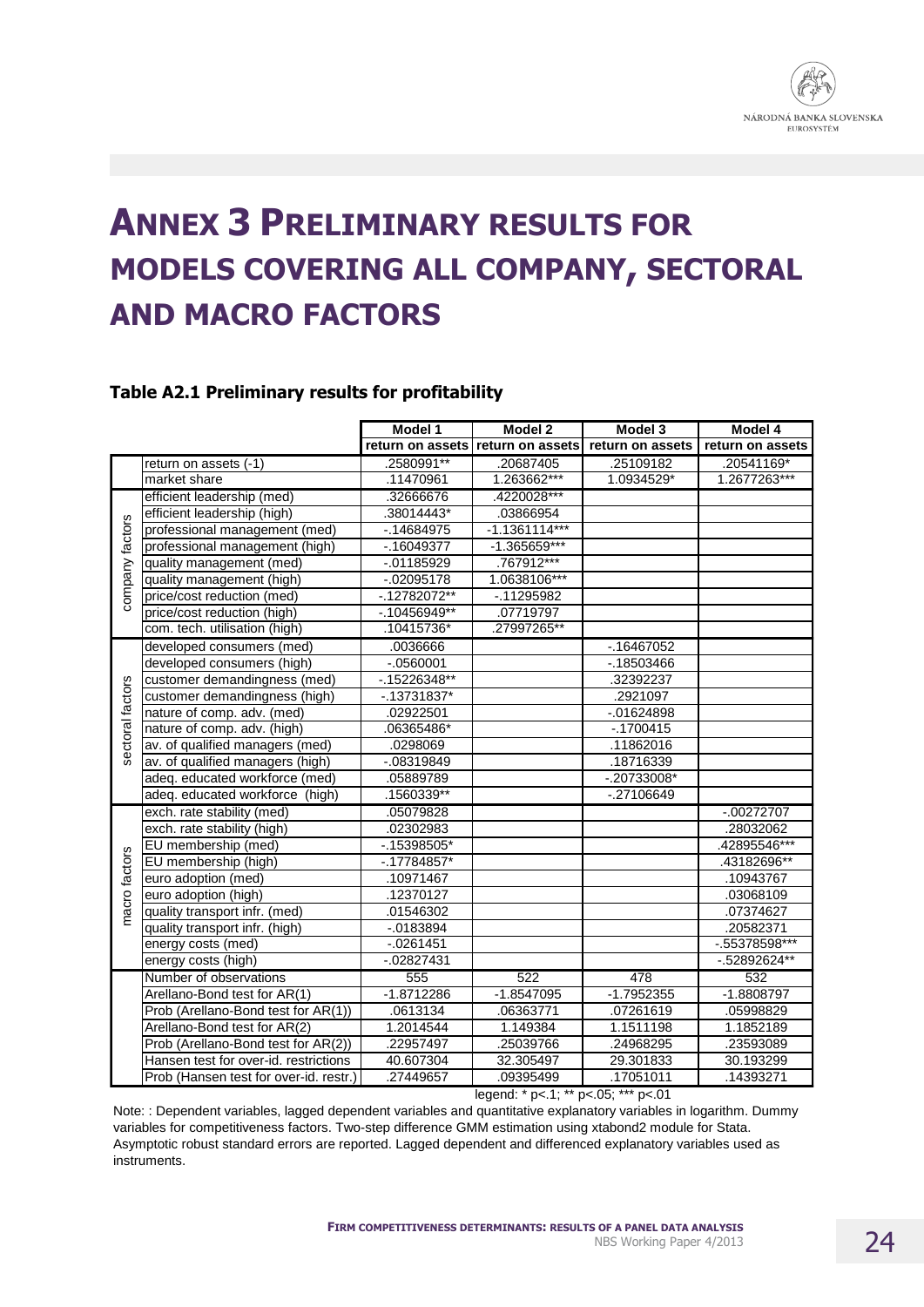# ANNEX 3 PRELIMINARY RESULTS FOR MODELS COVERING ALL COMPANY, SECTORAL AND MACRO FACTORS

### Table A2.1 Preliminary results for profitability

| | | Model 1 | Model 2 | Model 3 | Model 4 |
|---|---|---|---|---|---|
| | | return on assets | return on assets | return on assets | return on assets |
| | return on assets (-1) | .2580991** | .20687405 | .25109182 | .20541169* |
| | market share | .11470961 | 1.263662*** | 1.0934529* | 1.2677263*** |
| company factors | efficient leadership (med) | .32666676 | .4220028*** | | |
| | efficient leadership (high) | .38014443* | .03866954 | | |
| | professional management (med) | -.14684975 | -1.1361114*** | | |
| | professional management (high) | -.16049377 | -1.365659*** | | |
| | quality management (med) | -.01185929 | .767912*** | | |
| | quality management (high) | -.02095178 | 1.0638106*** | | |
| | price/cost reduction (med) | -.12782072** | -.11295982 | | |
| | price/cost reduction (high) | -.10456949** | .07719797 | | |
| | com. tech. utilisation (high) | .10415736* | .27997265** | | |
| sectoral factors | developed consumers (med) | .0036666 | | -.16467052 | |
| | developed consumers (high) | -.0560001 | | -.18503466 | |
| | customer demandingness (med) | -.15226348** | | .32392237 | |
| | customer demandingness (high) | -.13731837* | | .2921097 | |
| | nature of comp. adv. (med) | .02922501 | | -.01624898 | |
| | nature of comp. adv. (high) | .06365486* | | -.1700415 | |
| | av. of qualified managers (med) | .0298069 | | .11862016 | |
| | av. of qualified managers (high) | -.08319849 | | .18716339 | |
| | adeq. educated workforce (med) | .05889789 | | -.20733008* | |
| | adeq. educated workforce (high) | .1560339** | | -.27106649 | |
| macro factors | exch. rate stability (med) | .05079828 | | | -.00272707 |
| | exch. rate stability (high) | .02302983 | | | .28032062 |
| | EU membership (med) | -.15398505* | | | .42895546*** |
| | EU membership (high) | -.17784857* | | | .43182696** |
| | euro adoption (med) | .10971467 | | | .10943767 |
| | euro adoption (high) | .12370127 | | | .03068109 |
| | quality transport infr. (med) | .01546302 | | | .07374627 |
| | quality transport infr. (high) | -.0183894 | | | .20582371 |
| | energy costs (med) | -.0261451 | | | -.55378598*** |
| | energy costs (high) | -.02827431 | | | -.52892624** |
| | Number of observations | 555 | 522 | 478 | 532 |
| | Arellano-Bond test for AR(1) | -1.8712286 | -1.8547095 | -1.7952355 | -1.8808797 |
| | Prob (Arellano-Bond test for AR(1)) | .0613134 | .06363771 | .07261619 | .05998829 |
| | Arellano-Bond test for AR(2) | 1.2014544 | 1.149384 | 1.1511198 | 1.1852189 |
| | Prob (Arellano-Bond test for AR(2)) | .22957497 | .25039766 | .24968295 | .23593089 |
| | Hansen test for over-id. restrictions | 40.607304 | 32.305497 | 29.301833 | 30.193299 |
| | Prob (Hansen test for over-id. restr.) | .27449657 | .09395499 | .17051011 | .14393271 |

legend: * p<.1; ** p<.05; *** p<.01

Note: : Dependent variables, lagged dependent variables and quantitative explanatory variables in logarithm. Dummy variables for competitiveness factors. Two-step difference GMM estimation using xtabond2 module for Stata. Asymptotic robust standard errors are reported. Lagged dependent and differenced explanatory variables used as instruments.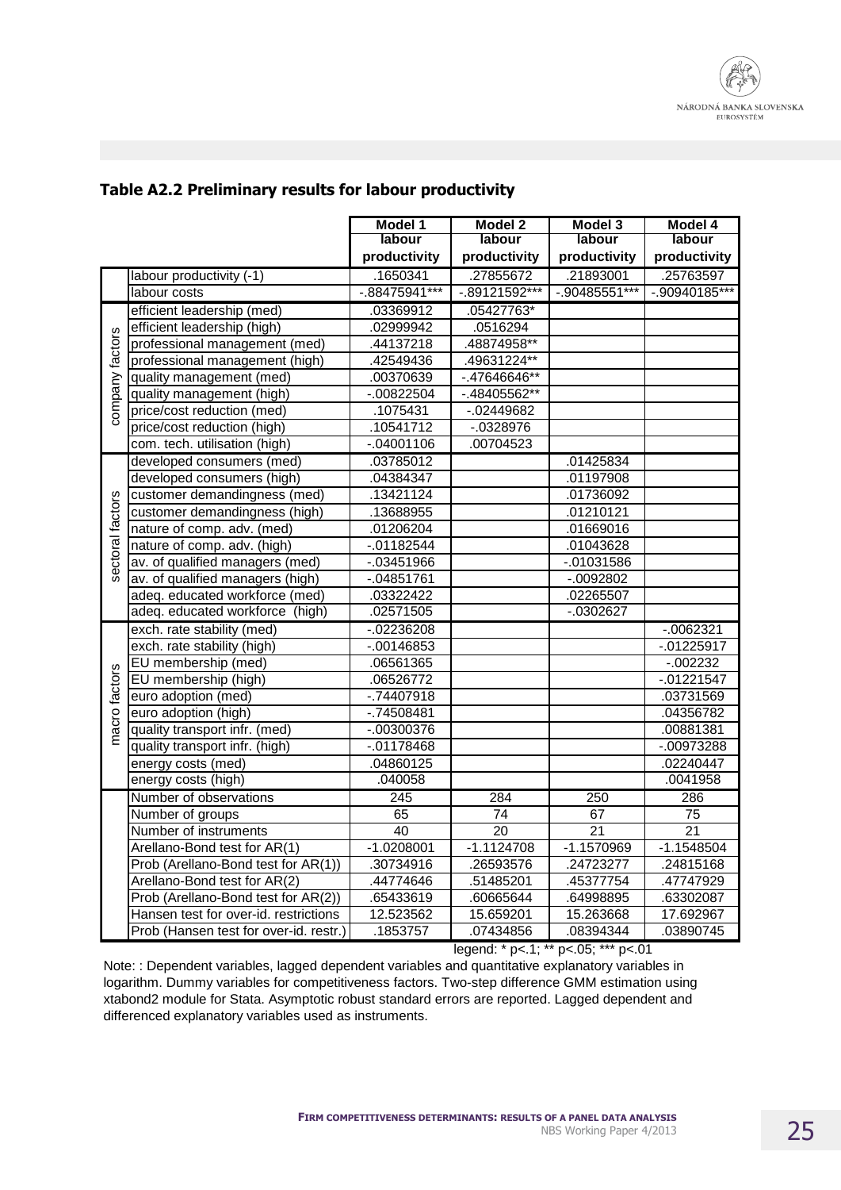### Table A2.2 Preliminary results for labour productivity

| | | Model 1 labour productivity | Model 2 labour productivity | Model 3 labour productivity | Model 4 labour productivity |
|---|---|---|---|---|---|
| | labour productivity (-1) | .1650341 | .27855672 | .21893001 | .25763597 |
| | labour costs | -.88475941*** | -.89121592*** | -.90485551*** | -.90940185*** |
| company factors | efficient leadership (med) | .03369912 | .05427763* | | |
| | efficient leadership (high) | .02999942 | .0516294 | | |
| | professional management (med) | .44137218 | .48874958** | | |
| | professional management (high) | .42549436 | .49631224** | | |
| | quality management (med) | .00370639 | -.47646646** | | |
| | quality management (high) | -.00822504 | -.48405562** | | |
| | price/cost reduction (med) | .1075431 | -.02449682 | | |
| | price/cost reduction (high) | .10541712 | -.0328976 | | |
| | com. tech. utilisation (high) | -.04001106 | .00704523 | | |
| sectoral factors | developed consumers (med) | .03785012 | | .01425834 | |
| | developed consumers (high) | .04384347 | | .01197908 | |
| | customer demandingness (med) | .13421124 | | .01736092 | |
| | customer demandingness (high) | .13688955 | | .01210121 | |
| | nature of comp. adv. (med) | .01206204 | | .01669016 | |
| | nature of comp. adv. (high) | -.01182544 | | .01043628 | |
| | av. of qualified managers (med) | -.03451966 | | -.01031586 | |
| | av. of qualified managers (high) | -.04851761 | | -.0092802 | |
| | adeq. educated workforce (med) | .03322422 | | .02265507 | |
| | adeq. educated workforce (high) | .02571505 | | -.0302627 | |
| macro factors | exch. rate stability (med) | -.02236208 | | | -.0062321 |
| | exch. rate stability (high) | -.00146853 | | | -.01225917 |
| | EU membership (med) | .06561365 | | | -.002232 |
| | EU membership (high) | .06526772 | | | -.01221547 |
| | euro adoption (med) | -.74407918 | | | .03731569 |
| | euro adoption (high) | -.74508481 | | | .04356782 |
| | quality transport infr. (med) | -.00300376 | | | .00881381 |
| | quality transport infr. (high) | -.01178468 | | | -.00973288 |
| | energy costs (med) | .04860125 | | | .02240447 |
| | energy costs (high) | .040058 | | | .0041958 |
| | Number of observations | 245 | 284 | 250 | 286 |
| | Number of groups | 65 | 74 | 67 | 75 |
| | Number of instruments | 40 | 20 | 21 | 21 |
| | Arellano-Bond test for AR(1) | -1.0208001 | -1.1124708 | -1.1570969 | -1.1548504 |
| | Prob (Arellano-Bond test for AR(1)) | .30734916 | .26593576 | .24723277 | .24815168 |
| | Arellano-Bond test for AR(2) | .44774646 | .51485201 | .45377754 | .47747929 |
| | Prob (Arellano-Bond test for AR(2)) | .65433619 | .60665644 | .64998895 | .63302087 |
| | Hansen test for over-id. restrictions | 12.523562 | 15.659201 | 15.263668 | 17.692967 |
| | Prob (Hansen test for over-id. restr.) | .1853757 | .07434856 | .08394344 | .03890745 |

legend: * p<.1; ** p<.05; *** p<.01

Note: : Dependent variables, lagged dependent variables and quantitative explanatory variables in logarithm. Dummy variables for competitiveness factors. Two-step difference GMM estimation using xtabond2 module for Stata. Asymptotic robust standard errors are reported. Lagged dependent and differenced explanatory variables used as instruments.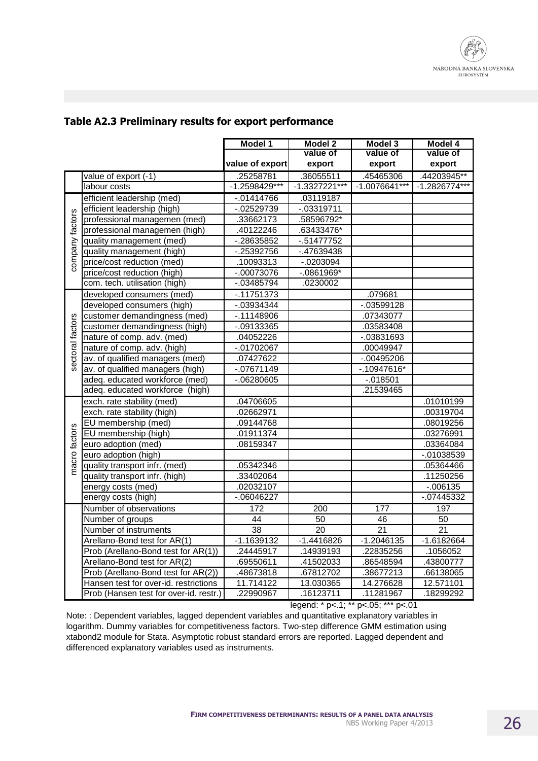## Table A2.3 Preliminary results for export performance

| | | Model 1 | Model 2 | Model 3 | Model 4 |
|---|---|---|---|---|---|
| | | value of export | value of export | value of export | value of export |
| | value of export (-1) | .25258781 | .36055511 | .45465306 | .44203945** |
| | labour costs | -1.2598429*** | -1.3327221*** | -1.0076641*** | -1.2826774*** |
| company factors | efficient leadership (med) | -.01414766 | .03119187 | | |
| | efficient leadership (high) | -.02529739 | -.03319711 | | |
| | professional managemen (med) | .33662173 | .58596792* | | |
| | professional managemen (high) | .40122246 | .63433476* | | |
| | quality management (med) | -.28635852 | -.51477752 | | |
| | quality management (high) | -.25392756 | -.47639438 | | |
| | price/cost reduction (med) | .10093313 | -.0203094 | | |
| | price/cost reduction (high) | -.00073076 | -.0861969* | | |
| | com. tech. utilisation (high) | -.03485794 | .0230002 | | |
| sectoral factors | developed consumers (med) | -.11751373 | | .079681 | |
| | developed consumers (high) | -.03934344 | | -.03599128 | |
| | customer demandingness (med) | -.11148906 | | .07343077 | |
| | customer demandingness (high) | -.09133365 | | .03583408 | |
| | nature of comp. adv. (med) | .04052226 | | -.03831693 | |
| | nature of comp. adv. (high) | -.01702067 | | .00049947 | |
| | av. of qualified managers (med) | .07427622 | | -.00495206 | |
| | av. of qualified managers (high) | -.07671149 | | -.10947616* | |
| | adeq. educated workforce (med) | -.06280605 | | -.018501 | |
| | adeq. educated workforce (high) | | | .21539465 | |
| macro factors | exch. rate stability (med) | .04706605 | | | .01010199 |
| | exch. rate stability (high) | .02662971 | | | .00319704 |
| | EU membership (med) | .09144768 | | | .08019256 |
| | EU membership (high) | .01911374 | | | .03276991 |
| | euro adoption (med) | .08159347 | | | .03364084 |
| | euro adoption (high) | | | | -.01038539 |
| | quality transport infr. (med) | .05342346 | | | .05364466 |
| | quality transport infr. (high) | .33402064 | | | .11250256 |
| | energy costs (med) | .02032107 | | | -.006135 |
| | energy costs (high) | -.06046227 | | | -.07445332 |
| | Number of observations | 172 | 200 | 177 | 197 |
| | Number of groups | 44 | 50 | 46 | 50 |
| | Number of instruments | 38 | 20 | 21 | 21 |
| | Arellano-Bond test for AR(1) | -1.1639132 | -1.4416826 | -1.2046135 | -1.6182664 |
| | Prob (Arellano-Bond test for AR(1)) | .24445917 | .14939193 | .22835256 | .1056052 |
| | Arellano-Bond test for AR(2) | .69550611 | .41502033 | .86548594 | .43800777 |
| | Prob (Arellano-Bond test for AR(2)) | .48673818 | .67812702 | .38677213 | .66138065 |
| | Hansen test for over-id. restrictions | 11.714122 | 13.030365 | 14.276628 | 12.571101 |
| | Prob (Hansen test for over-id. restr.) | .22990967 | .16123711 | .11281967 | .18299292 |

legend: * p<.1; ** p<.05; *** p<.01

Note: : Dependent variables, lagged dependent variables and quantitative explanatory variables in logarithm. Dummy variables for competitiveness factors. Two-step difference GMM estimation using xtabond2 module for Stata. Asymptotic robust standard errors are reported. Lagged dependent and differenced explanatory variables used as instruments.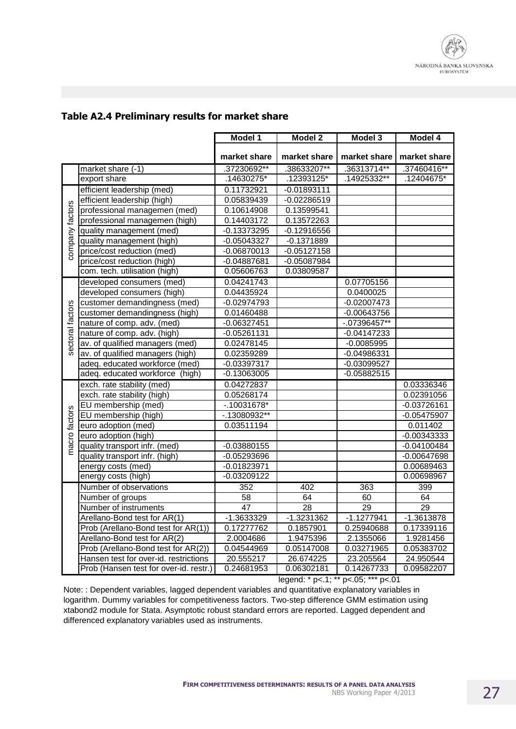### Table A2.4 Preliminary results for market share

| | | Model 1 | Model 2 | Model 3 | Model 4 |
|---|---|---|---|---|---|
| | | market share | market share | market share | market share |
| | market share (-1) | .37230692** | .38633207** | .36313714** | .37460416** |
| | export share | .14630275* | .12393125* | .14925332** | .12404675* |
| company factors | efficient leadership (med) | 0.11732921 | -0.01893111 | | |
| | efficient leadership (high) | 0.05839439 | -0.02286519 | | |
| | professional managemen (med) | 0.10614908 | 0.13599541 | | |
| | professional managemen (high) | 0.14403172 | 0.13572263 | | |
| | quality management (med) | -0.13373295 | -0.12916556 | | |
| | quality management (high) | -0.05043327 | -0.1371889 | | |
| | price/cost reduction (med) | -0.06870013 | -0.05127158 | | |
| | price/cost reduction (high) | -0.04887681 | -0.05087984 | | |
| | com. tech. utilisation (high) | 0.05606763 | 0.03809587 | | |
| sectoral factors | developed consumers (med) | 0.04241743 | | 0.07705156 | |
| | developed consumers (high) | 0.04435924 | | 0.0400025 | |
| | customer demandingness (med) | -0.02974793 | | -0.02007473 | |
| | customer demandingness (high) | 0.01460488 | | -0.00643756 | |
| | nature of comp. adv. (med) | -0.06327451 | | -.07396457** | |
| | nature of comp. adv. (high) | -0.05261131 | | -0.04147233 | |
| | av. of qualified managers (med) | 0.02478145 | | -0.0085995 | |
| | av. of qualified managers (high) | 0.02359289 | | -0.04986331 | |
| | adeq. educated workforce (med) | -0.03397317 | | -0.03099527 | |
| | adeq. educated workforce (high) | -0.13063005 | | -0.05882515 | |
| macro factors | exch. rate stability (med) | 0.04272837 | | | 0.03336346 |
| | exch. rate stability (high) | 0.05268174 | | | 0.02391056 |
| | EU membership (med) | -.10031678* | | | -0.03726161 |
| | EU membership (high) | -.13080932** | | | -0.05475907 |
| | euro adoption (med) | 0.03511194 | | | 0.011402 |
| | euro adoption (high) | | | | -0.00343333 |
| | quality transport infr. (med) | -0.03880155 | | | -0.04100484 |
| | quality transport infr. (high) | -0.05293696 | | | -0.00647698 |
| | energy costs (med) | -0.01823971 | | | 0.00689463 |
| | energy costs (high) | -0.03209122 | | | 0.00698967 |
| | Number of observations | 352 | 402 | 363 | 399 |
| | Number of groups | 58 | 64 | 60 | 64 |
| | Number of instruments | 47 | 28 | 29 | 29 |
| | Arellano-Bond test for AR(1) | -1.3633329 | -1.3231362 | -1.1277941 | -1.3613878 |
| | Prob (Arellano-Bond test for AR(1)) | 0.17277762 | 0.1857901 | 0.25940688 | 0.17339116 |
| | Arellano-Bond test for AR(2) | 2.0004686 | 1.9475396 | 2.1355066 | 1.9281456 |
| | Prob (Arellano-Bond test for AR(2)) | 0.04544969 | 0.05147008 | 0.03271965 | 0.05383702 |
| | Hansen test for over-id. restrictions | 20.555217 | 26.674225 | 23.205564 | 24.950544 |
| | Prob (Hansen test for over-id. restr.) | 0.24681953 | 0.06302181 | 0.14267733 | 0.09582207 |

legend: * p<.1; ** p<.05; *** p<.01

Note: : Dependent variables, lagged dependent variables and quantitative explanatory variables in logarithm. Dummy variables for competitiveness factors. Two-step difference GMM estimation using xtabond2 module for Stata. Asymptotic robust standard errors are reported. Lagged dependent and differenced explanatory variables used as instruments.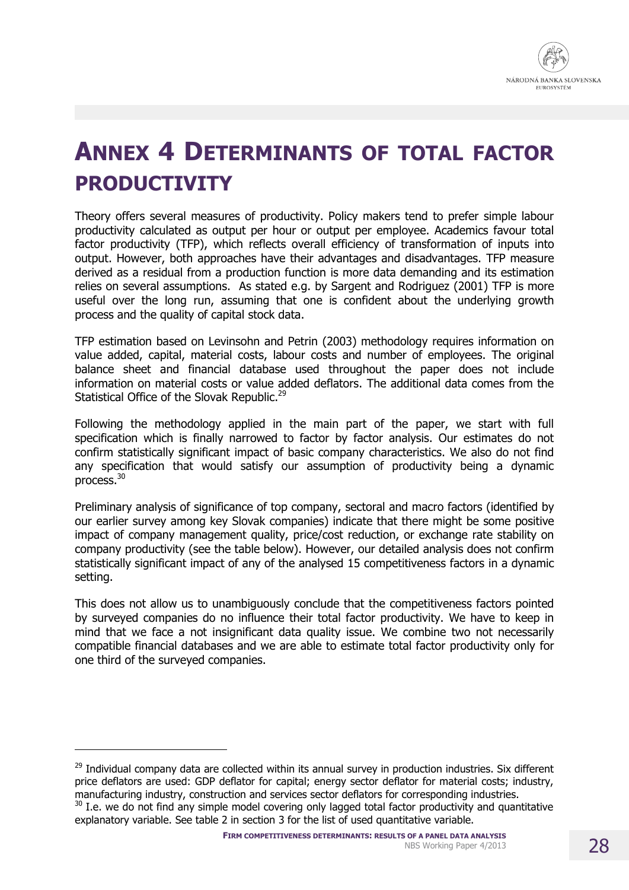# ANNEX 4 DETERMINANTS OF TOTAL FACTOR PRODUCTIVITY

Theory offers several measures of productivity. Policy makers tend to prefer simple labour productivity calculated as output per hour or output per employee. Academics favour total factor productivity (TFP), which reflects overall efficiency of transformation of inputs into output. However, both approaches have their advantages and disadvantages. TFP measure derived as a residual from a production function is more data demanding and its estimation relies on several assumptions. As stated e.g. by Sargent and Rodriguez (2001) TFP is more useful over the long run, assuming that one is confident about the underlying growth process and the quality of capital stock data.

TFP estimation based on Levinsohn and Petrin (2003) methodology requires information on value added, capital, material costs, labour costs and number of employees. The original balance sheet and financial database used throughout the paper does not include information on material costs or value added deflators. The additional data comes from the Statistical Office of the Slovak Republic.[29]

Following the methodology applied in the main part of the paper, we start with full specification which is finally narrowed to factor by factor analysis. Our estimates do not confirm statistically significant impact of basic company characteristics. We also do not find any specification that would satisfy our assumption of productivity being a dynamic process.[30]

Preliminary analysis of significance of top company, sectoral and macro factors (identified by our earlier survey among key Slovak companies) indicate that there might be some positive impact of company management quality, price/cost reduction, or exchange rate stability on company productivity (see the table below). However, our detailed analysis does not confirm statistically significant impact of any of the analysed 15 competitiveness factors in a dynamic setting.

This does not allow us to unambiguously conclude that the competitiveness factors pointed by surveyed companies do no influence their total factor productivity. We have to keep in mind that we face a not insignificant data quality issue. We combine two not necessarily compatible financial databases and we are able to estimate total factor productivity only for one third of the surveyed companies.

---

[29] Individual company data are collected within its annual survey in production industries. Six different price deflators are used: GDP deflator for capital; energy sector deflator for material costs; industry, manufacturing industry, construction and services sector deflators for corresponding industries.

[30] I.e. we do not find any simple model covering only lagged total factor productivity and quantitative explanatory variable. See table 2 in section 3 for the list of used quantitative variable.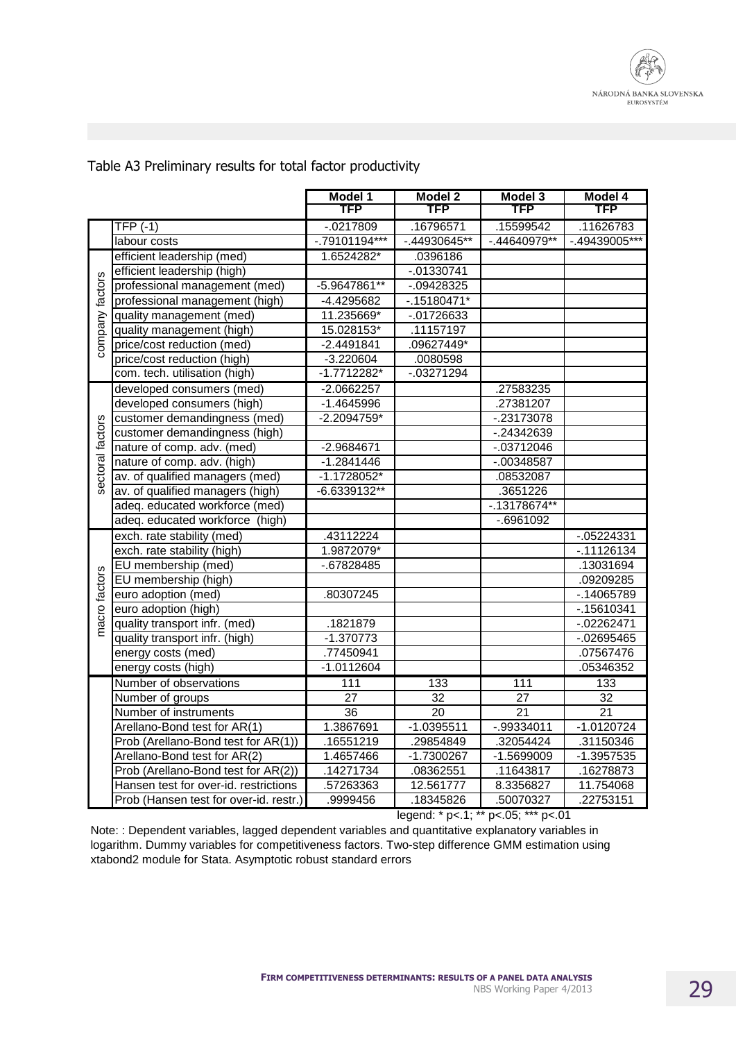Table A3 Preliminary results for total factor productivity

| | | Model 1 | Model 2 | Model 3 | Model 4 |
|---|---|---|---|---|---|
| | | TFP | TFP | TFP | TFP |
| | TFP (-1) | -.0217809 | .16796571 | .15599542 | .11626783 |
| | labour costs | -.79101194*** | -.44930645** | -.44640979** | -.49439005*** |
| company factors | efficient leadership (med) | 1.6524282* | .0396186 | | |
| | efficient leadership (high) | | -.01330741 | | |
| | professional management (med) | -5.9647861** | -.09428325 | | |
| | professional management (high) | -4.4295682 | -.15180471* | | |
| | quality management (med) | 11.235669* | -.01726633 | | |
| | quality management (high) | 15.028153* | .11157197 | | |
| | price/cost reduction (med) | -2.4491841 | .09627449* | | |
| | price/cost reduction (high) | -3.220604 | .0080598 | | |
| | com. tech. utilisation (high) | -1.7712282* | -.03271294 | | |
| sectoral factors | developed consumers (med) | -2.0662257 | | .27583235 | |
| | developed consumers (high) | -1.4645996 | | .27381207 | |
| | customer demandingness (med) | -2.2094759* | | -.23173078 | |
| | customer demandingness (high) | | | -.24342639 | |
| | nature of comp. adv. (med) | -2.9684671 | | -.03712046 | |
| | nature of comp. adv. (high) | -1.2841446 | | -.00348587 | |
| | av. of qualified managers (med) | -1.1728052* | | .08532087 | |
| | av. of qualified managers (high) | -6.6339132** | | .3651226 | |
| | adeq. educated workforce (med) | | | -.13178674** | |
| | adeq. educated workforce (high) | | | -.6961092 | |
| macro factors | exch. rate stability (med) | .43112224 | | | -.05224331 |
| | exch. rate stability (high) | 1.9872079* | | | -.11126134 |
| | EU membership (med) | -.67828485 | | | .13031694 |
| | EU membership (high) | | | | .09209285 |
| | euro adoption (med) | .80307245 | | | -.14065789 |
| | euro adoption (high) | | | | -.15610341 |
| | quality transport infr. (med) | .1821879 | | | -.02262471 |
| | quality transport infr. (high) | -1.370773 | | | -.02695465 |
| | energy costs (med) | .77450941 | | | .07567476 |
| | energy costs (high) | -1.0112604 | | | .05346352 |
| | Number of observations | 111 | 133 | 111 | 133 |
| | Number of groups | 27 | 32 | 27 | 32 |
| | Number of instruments | 36 | 20 | 21 | 21 |
| | Arellano-Bond test for AR(1) | 1.3867691 | -1.0395511 | -.99334011 | -1.0120724 |
| | Prob (Arellano-Bond test for AR(1)) | .16551219 | .29854849 | .32054424 | .31150346 |
| | Arellano-Bond test for AR(2) | 1.4657466 | -1.7300267 | -1.5699009 | -1.3957535 |
| | Prob (Arellano-Bond test for AR(2)) | .14271734 | .08362551 | .11643817 | .16278873 |
| | Hansen test for over-id. restrictions | .57263363 | 12.561777 | 8.3356827 | 11.754068 |
| | Prob (Hansen test for over-id. restr.) | .9999456 | .18345826 | .50070327 | .22753151 |

legend: * p<.1; ** p<.05; *** p<.01

Note: : Dependent variables, lagged dependent variables and quantitative explanatory variables in logarithm. Dummy variables for competitiveness factors. Two-step difference GMM estimation using xtabond2 module for Stata. Asymptotic robust standard errors